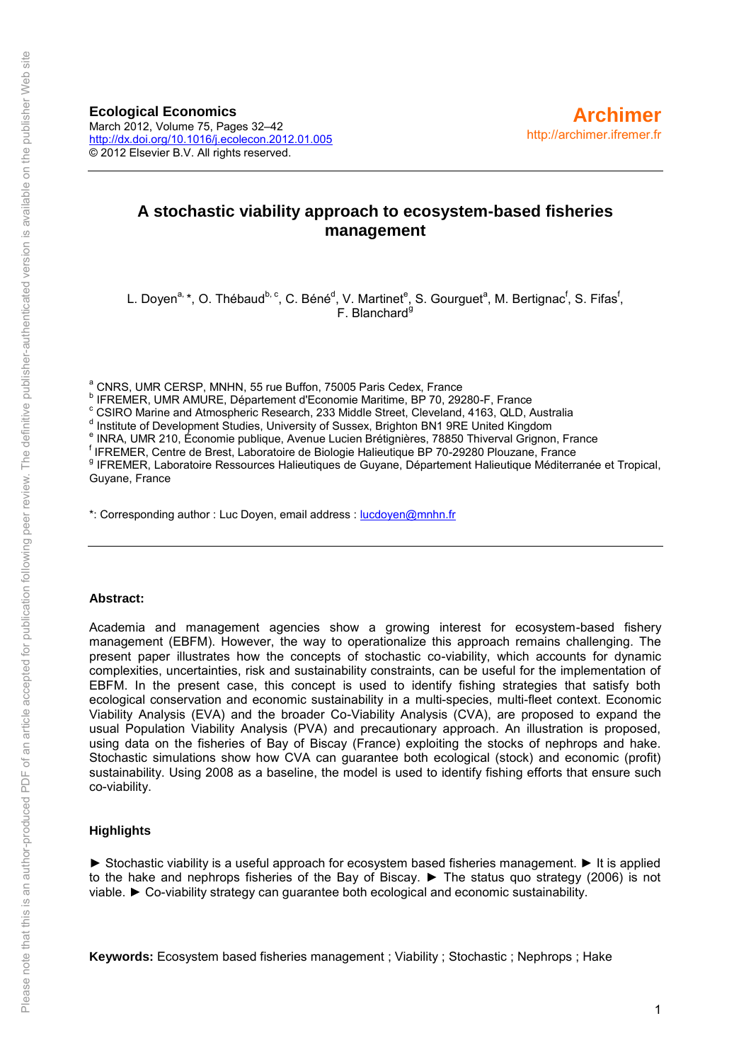**Ecological Economics**
March 2012, Volume 75, Pages 32–42
http://dx.doi.org/10.1016/j.ecolecon.2012.01.005
© 2012 Elsevier B.V. All rights reserved.

**Archimer**
http://archimer.ifremer.fr

# A stochastic viability approach to ecosystem-based fisheries management

L. Doyen[a, *], O. Thébaud[b, c], C. Béné[d], V. Martinet[e], S. Gourguet[a], M. Bertignac[f], S. Fifas[f], F. Blanchard[g]

[a] CNRS, UMR CERSP, MNHN, 55 rue Buffon, 75005 Paris Cedex, France
[b] IFREMER, UMR AMURE, Département d'Economie Maritime, BP 70, 29280-F, France
[c] CSIRO Marine and Atmospheric Research, 233 Middle Street, Cleveland, 4163, QLD, Australia
[d] Institute of Development Studies, University of Sussex, Brighton BN1 9RE United Kingdom
[e] INRA, UMR 210, Économie publique, Avenue Lucien Brétignières, 78850 Thiverval Grignon, France
[f] IFREMER, Centre de Brest, Laboratoire de Biologie Halieutique BP 70-29280 Plouzane, France
[g] IFREMER, Laboratoire Ressources Halieutiques de Guyane, Département Halieutique Méditerranée et Tropical, Guyane, France

*: Corresponding author : Luc Doyen, email address : lucdoyen@mnhn.fr

---

**Abstract:**

Academia and management agencies show a growing interest for ecosystem-based fishery management (EBFM). However, the way to operationalize this approach remains challenging. The present paper illustrates how the concepts of stochastic co-viability, which accounts for dynamic complexities, uncertainties, risk and sustainability constraints, can be useful for the implementation of EBFM. In the present case, this concept is used to identify fishing strategies that satisfy both ecological conservation and economic sustainability in a multi-species, multi-fleet context. Economic Viability Analysis (EVA) and the broader Co-Viability Analysis (CVA), are proposed to expand the usual Population Viability Analysis (PVA) and precautionary approach. An illustration is proposed, using data on the fisheries of Bay of Biscay (France) exploiting the stocks of nephrops and hake. Stochastic simulations show how CVA can guarantee both ecological (stock) and economic (profit) sustainability. Using 2008 as a baseline, the model is used to identify fishing efforts that ensure such co-viability.

**Highlights**

► Stochastic viability is a useful approach for ecosystem based fisheries management. ► It is applied to the hake and nephrops fisheries of the Bay of Biscay. ► The status quo strategy (2006) is not viable. ► Co-viability strategy can guarantee both ecological and economic sustainability.

**Keywords:** Ecosystem based fisheries management ; Viability ; Stochastic ; Nephrops ; Hake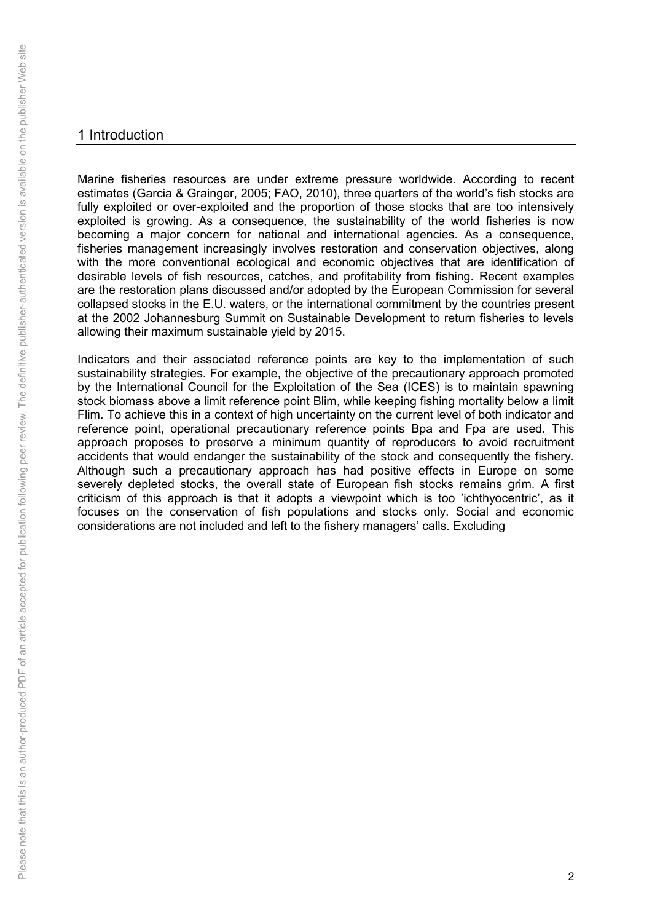## 1 Introduction

Marine fisheries resources are under extreme pressure worldwide. According to recent estimates (Garcia & Grainger, 2005; FAO, 2010), three quarters of the world's fish stocks are fully exploited or over-exploited and the proportion of those stocks that are too intensively exploited is growing. As a consequence, the sustainability of the world fisheries is now becoming a major concern for national and international agencies. As a consequence, fisheries management increasingly involves restoration and conservation objectives, along with the more conventional ecological and economic objectives that are identification of desirable levels of fish resources, catches, and profitability from fishing. Recent examples are the restoration plans discussed and/or adopted by the European Commission for several collapsed stocks in the E.U. waters, or the international commitment by the countries present at the 2002 Johannesburg Summit on Sustainable Development to return fisheries to levels allowing their maximum sustainable yield by 2015.

Indicators and their associated reference points are key to the implementation of such sustainability strategies. For example, the objective of the precautionary approach promoted by the International Council for the Exploitation of the Sea (ICES) is to maintain spawning stock biomass above a limit reference point Blim, while keeping fishing mortality below a limit Flim. To achieve this in a context of high uncertainty on the current level of both indicator and reference point, operational precautionary reference points Bpa and Fpa are used. This approach proposes to preserve a minimum quantity of reproducers to avoid recruitment accidents that would endanger the sustainability of the stock and consequently the fishery. Although such a precautionary approach has had positive effects in Europe on some severely depleted stocks, the overall state of European fish stocks remains grim. A first criticism of this approach is that it adopts a viewpoint which is too 'ichthyocentric', as it focuses on the conservation of fish populations and stocks only. Social and economic considerations are not included and left to the fishery managers' calls. Excluding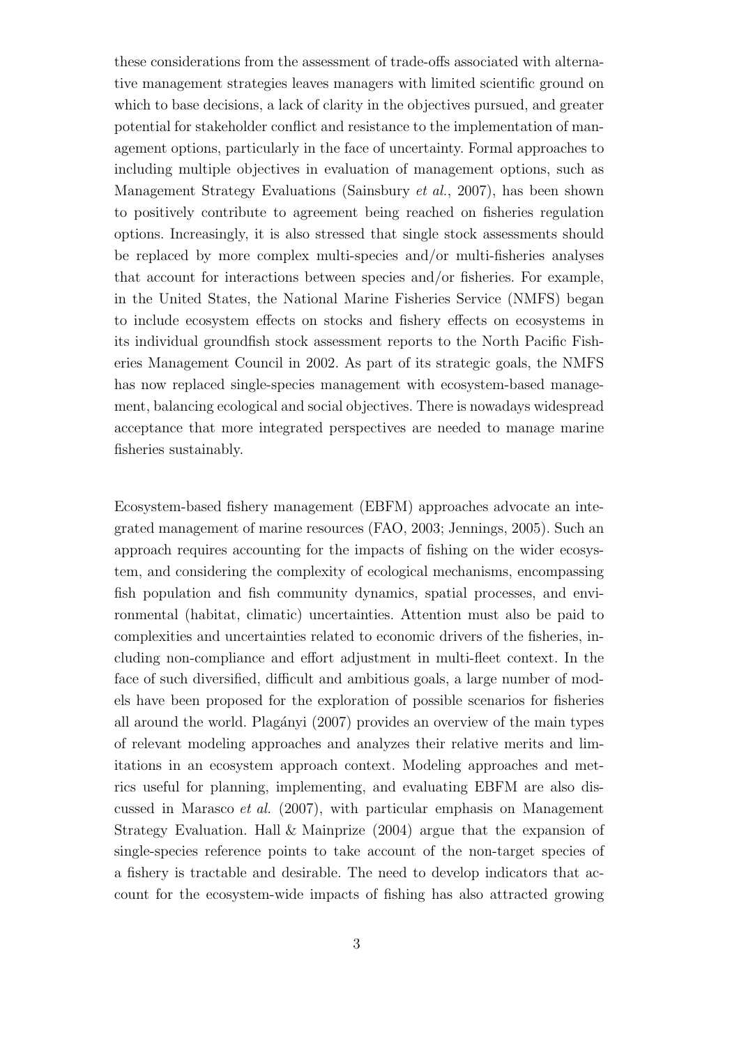these considerations from the assessment of trade-offs associated with alternative management strategies leaves managers with limited scientific ground on which to base decisions, a lack of clarity in the objectives pursued, and greater potential for stakeholder conflict and resistance to the implementation of management options, particularly in the face of uncertainty. Formal approaches to including multiple objectives in evaluation of management options, such as Management Strategy Evaluations (Sainsbury *et al.*, 2007), has been shown to positively contribute to agreement being reached on fisheries regulation options. Increasingly, it is also stressed that single stock assessments should be replaced by more complex multi-species and/or multi-fisheries analyses that account for interactions between species and/or fisheries. For example, in the United States, the National Marine Fisheries Service (NMFS) began to include ecosystem effects on stocks and fishery effects on ecosystems in its individual groundfish stock assessment reports to the North Pacific Fisheries Management Council in 2002. As part of its strategic goals, the NMFS has now replaced single-species management with ecosystem-based management, balancing ecological and social objectives. There is nowadays widespread acceptance that more integrated perspectives are needed to manage marine fisheries sustainably.

Ecosystem-based fishery management (EBFM) approaches advocate an integrated management of marine resources (FAO, 2003; Jennings, 2005). Such an approach requires accounting for the impacts of fishing on the wider ecosystem, and considering the complexity of ecological mechanisms, encompassing fish population and fish community dynamics, spatial processes, and environmental (habitat, climatic) uncertainties. Attention must also be paid to complexities and uncertainties related to economic drivers of the fisheries, including non-compliance and effort adjustment in multi-fleet context. In the face of such diversified, difficult and ambitious goals, a large number of models have been proposed for the exploration of possible scenarios for fisheries all around the world. Plagányi (2007) provides an overview of the main types of relevant modeling approaches and analyzes their relative merits and limitations in an ecosystem approach context. Modeling approaches and metrics useful for planning, implementing, and evaluating EBFM are also discussed in Marasco *et al.* (2007), with particular emphasis on Management Strategy Evaluation. Hall & Mainprize (2004) argue that the expansion of single-species reference points to take account of the non-target species of a fishery is tractable and desirable. The need to develop indicators that account for the ecosystem-wide impacts of fishing has also attracted growing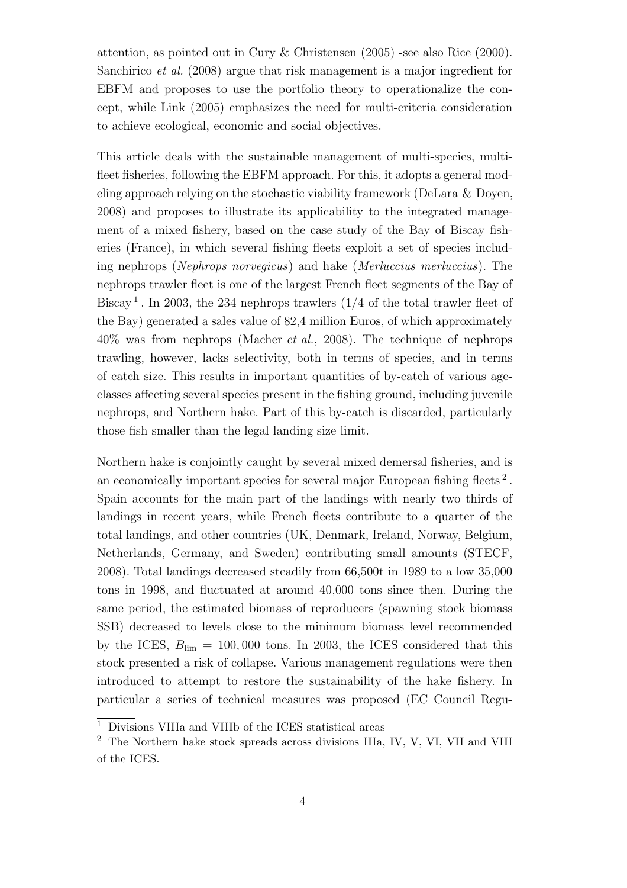attention, as pointed out in Cury & Christensen (2005) -see also Rice (2000). Sanchirico *et al.* (2008) argue that risk management is a major ingredient for EBFM and proposes to use the portfolio theory to operationalize the concept, while Link (2005) emphasizes the need for multi-criteria consideration to achieve ecological, economic and social objectives.

This article deals with the sustainable management of multi-species, multi-fleet fisheries, following the EBFM approach. For this, it adopts a general modeling approach relying on the stochastic viability framework (DeLara & Doyen, 2008) and proposes to illustrate its applicability to the integrated management of a mixed fishery, based on the case study of the Bay of Biscay fisheries (France), in which several fishing fleets exploit a set of species including nephrops (*Nephrops norvegicus*) and hake (*Merluccius merluccius*). The nephrops trawler fleet is one of the largest French fleet segments of the Bay of Biscay [1]. In 2003, the 234 nephrops trawlers (1/4 of the total trawler fleet of the Bay) generated a sales value of 82,4 million Euros, of which approximately 40% was from nephrops (Macher *et al.*, 2008). The technique of nephrops trawling, however, lacks selectivity, both in terms of species, and in terms of catch size. This results in important quantities of by-catch of various age-classes affecting several species present in the fishing ground, including juvenile nephrops, and Northern hake. Part of this by-catch is discarded, particularly those fish smaller than the legal landing size limit.

Northern hake is conjointly caught by several mixed demersal fisheries, and is an economically important species for several major European fishing fleets [2]. Spain accounts for the main part of the landings with nearly two thirds of landings in recent years, while French fleets contribute to a quarter of the total landings, and other countries (UK, Denmark, Ireland, Norway, Belgium, Netherlands, Germany, and Sweden) contributing small amounts (STECF, 2008). Total landings decreased steadily from 66,500t in 1989 to a low 35,000 tons in 1998, and fluctuated at around 40,000 tons since then. During the same period, the estimated biomass of reproducers (spawning stock biomass SSB) decreased to levels close to the minimum biomass level recommended by the ICES, $B_{\lim} = 100,000$ tons. In 2003, the ICES considered that this stock presented a risk of collapse. Various management regulations were then introduced to attempt to restore the sustainability of the hake fishery. In particular a series of technical measures was proposed (EC Council Regu-

[1] Divisions VIIIa and VIIIb of the ICES statistical areas

[2] The Northern hake stock spreads across divisions IIIa, IV, V, VI, VII and VIII of the ICES.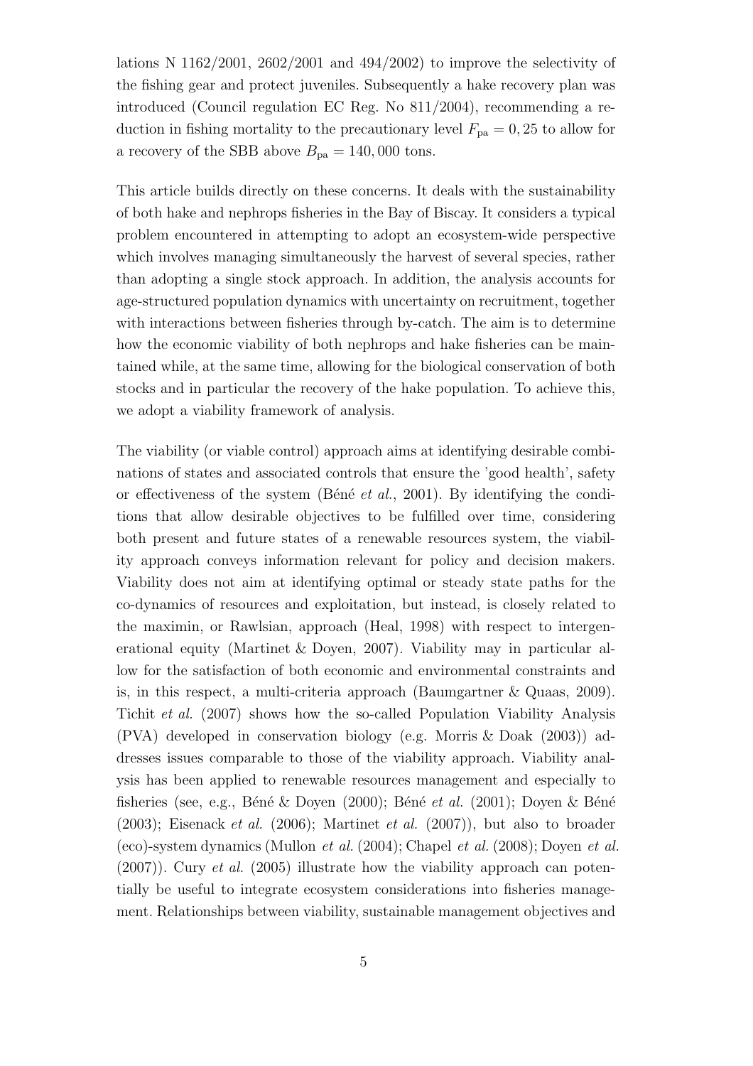lations N 1162/2001, 2602/2001 and 494/2002) to improve the selectivity of the fishing gear and protect juveniles. Subsequently a hake recovery plan was introduced (Council regulation EC Reg. No 811/2004), recommending a reduction in fishing mortality to the precautionary level $F_{\text{pa}} = 0,25$ to allow for a recovery of the SBB above $B_{\text{pa}} = 140,000$ tons.

This article builds directly on these concerns. It deals with the sustainability of both hake and nephrops fisheries in the Bay of Biscay. It considers a typical problem encountered in attempting to adopt an ecosystem-wide perspective which involves managing simultaneously the harvest of several species, rather than adopting a single stock approach. In addition, the analysis accounts for age-structured population dynamics with uncertainty on recruitment, together with interactions between fisheries through by-catch. The aim is to determine how the economic viability of both nephrops and hake fisheries can be maintained while, at the same time, allowing for the biological conservation of both stocks and in particular the recovery of the hake population. To achieve this, we adopt a viability framework of analysis.

The viability (or viable control) approach aims at identifying desirable combinations of states and associated controls that ensure the 'good health', safety or effectiveness of the system (Béné *et al.*, 2001). By identifying the conditions that allow desirable objectives to be fulfilled over time, considering both present and future states of a renewable resources system, the viability approach conveys information relevant for policy and decision makers. Viability does not aim at identifying optimal or steady state paths for the co-dynamics of resources and exploitation, but instead, is closely related to the maximin, or Rawlsian, approach (Heal, 1998) with respect to intergenerational equity (Martinet & Doyen, 2007). Viability may in particular allow for the satisfaction of both economic and environmental constraints and is, in this respect, a multi-criteria approach (Baumgartner & Quaas, 2009). Tichit *et al.* (2007) shows how the so-called Population Viability Analysis (PVA) developed in conservation biology (e.g. Morris & Doak (2003)) addresses issues comparable to those of the viability approach. Viability analysis has been applied to renewable resources management and especially to fisheries (see, e.g., Béné & Doyen (2000); Béné *et al.* (2001); Doyen & Béné (2003); Eisenack *et al.* (2006); Martinet *et al.* (2007)), but also to broader (eco)-system dynamics (Mullon *et al.* (2004); Chapel *et al.* (2008); Doyen *et al.* (2007)). Cury *et al.* (2005) illustrate how the viability approach can potentially be useful to integrate ecosystem considerations into fisheries management. Relationships between viability, sustainable management objectives and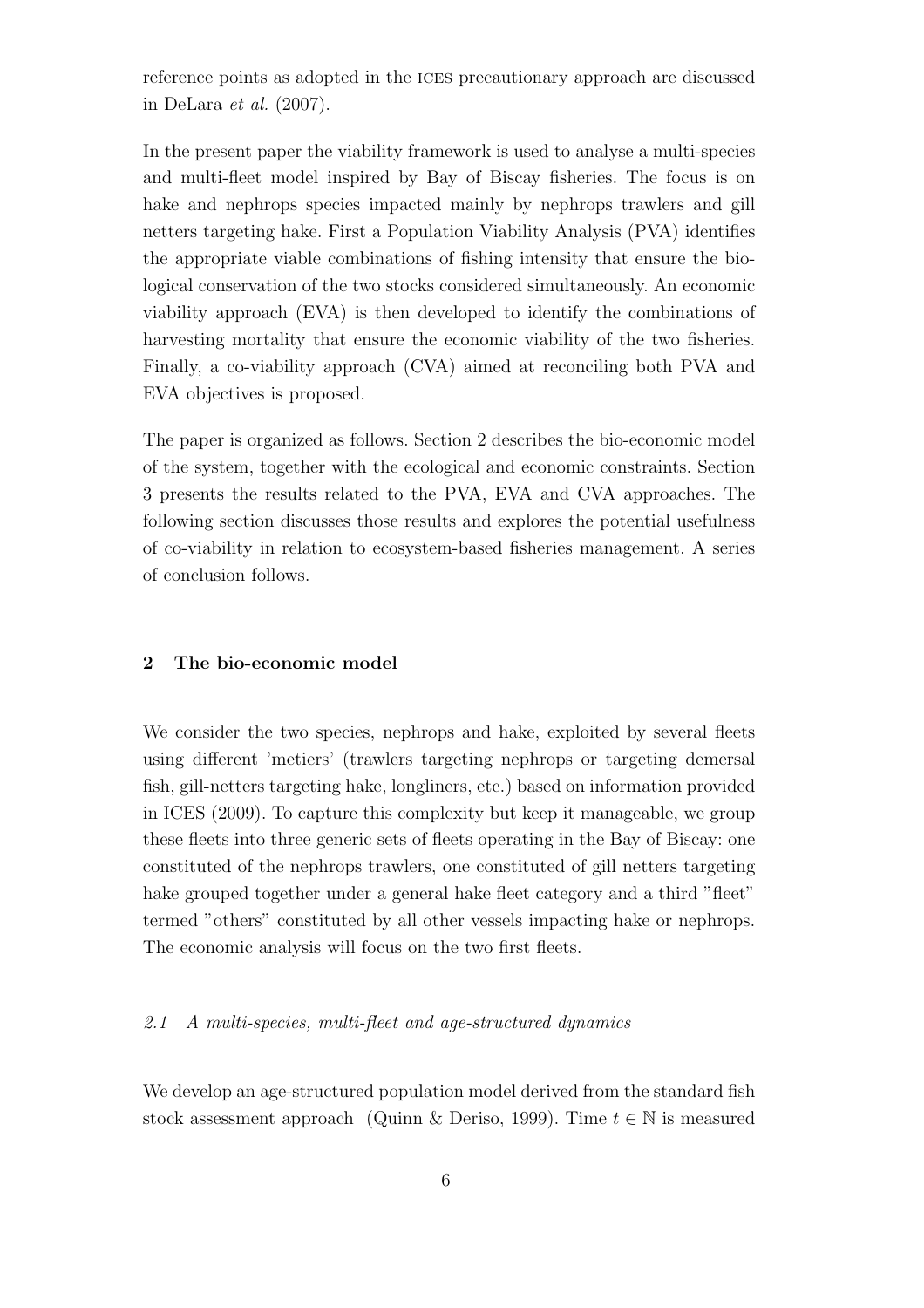reference points as adopted in the ICES precautionary approach are discussed in DeLara *et al.* (2007).

In the present paper the viability framework is used to analyse a multi-species and multi-fleet model inspired by Bay of Biscay fisheries. The focus is on hake and nephrops species impacted mainly by nephrops trawlers and gill netters targeting hake. First a Population Viability Analysis (PVA) identifies the appropriate viable combinations of fishing intensity that ensure the biological conservation of the two stocks considered simultaneously. An economic viability approach (EVA) is then developed to identify the combinations of harvesting mortality that ensure the economic viability of the two fisheries. Finally, a co-viability approach (CVA) aimed at reconciling both PVA and EVA objectives is proposed.

The paper is organized as follows. Section 2 describes the bio-economic model of the system, together with the ecological and economic constraints. Section 3 presents the results related to the PVA, EVA and CVA approaches. The following section discusses those results and explores the potential usefulness of co-viability in relation to ecosystem-based fisheries management. A series of conclusion follows.

## 2 The bio-economic model

We consider the two species, nephrops and hake, exploited by several fleets using different 'metiers' (trawlers targeting nephrops or targeting demersal fish, gill-netters targeting hake, longliners, etc.) based on information provided in ICES (2009). To capture this complexity but keep it manageable, we group these fleets into three generic sets of fleets operating in the Bay of Biscay: one constituted of the nephrops trawlers, one constituted of gill netters targeting hake grouped together under a general hake fleet category and a third "fleet" termed "others" constituted by all other vessels impacting hake or nephrops. The economic analysis will focus on the two first fleets.

### *2.1 A multi-species, multi-fleet and age-structured dynamics*

We develop an age-structured population model derived from the standard fish stock assessment approach (Quinn & Deriso, 1999). Time $t \in \mathbb{N}$ is measured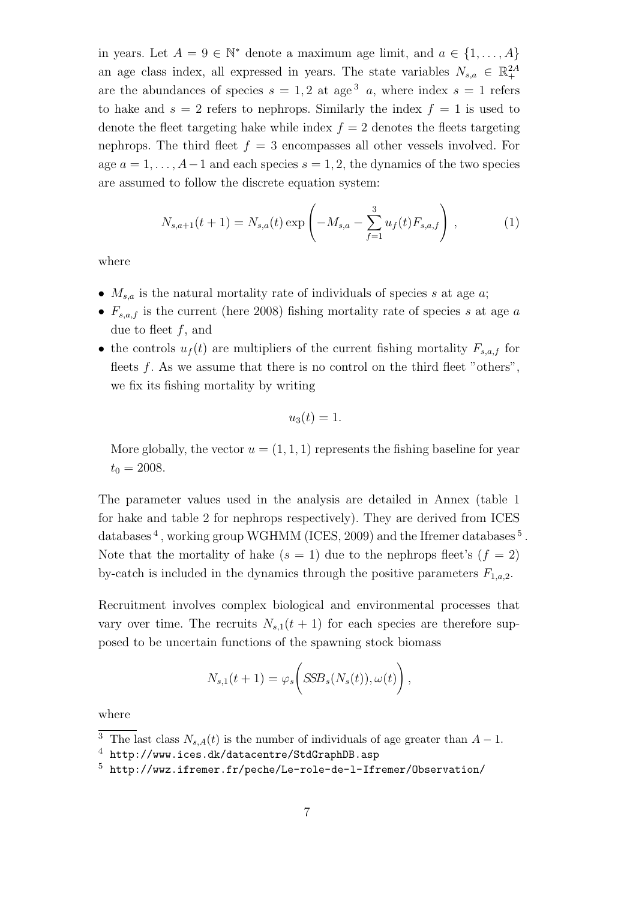in years. Let $A = 9 \in \mathbb{N}^*$ denote a maximum age limit, and $a \in \{1, \dots, A\}$ an age class index, all expressed in years. The state variables $N_{s,a} \in \mathbb{R}_+^{2A}$ are the abundances of species $s = 1, 2$ at age[3] $a$, where index $s = 1$ refers to hake and $s = 2$ refers to nephrops. Similarly the index $f = 1$ is used to denote the fleet targeting hake while index $f = 2$ denotes the fleets targeting nephrops. The third fleet $f = 3$ encompasses all other vessels involved. For age $a = 1, \dots, A-1$ and each species $s = 1, 2$, the dynamics of the two species are assumed to follow the discrete equation system:

$$N_{s,a+1}(t+1) = N_{s,a}(t) \exp\left(-M_{s,a} - \sum_{f=1}^{3} u_f(t) F_{s,a,f}\right), \tag{1}$$

where

- $M_{s,a}$ is the natural mortality rate of individuals of species $s$ at age $a$;
- $F_{s,a,f}$ is the current (here 2008) fishing mortality rate of species $s$ at age $a$ due to fleet $f$, and
- the controls $u_f(t)$ are multipliers of the current fishing mortality $F_{s,a,f}$ for fleets $f$. As we assume that there is no control on the third fleet "others", we fix its fishing mortality by writing

  $$u_3(t) = 1.$$

  More globally, the vector $u = (1, 1, 1)$ represents the fishing baseline for year $t_0 = 2008$.

The parameter values used in the analysis are detailed in Annex (table 1 for hake and table 2 for nephrops respectively). They are derived from ICES databases[4], working group WGHMM (ICES, 2009) and the Ifremer databases[5]. Note that the mortality of hake ($s = 1$) due to the nephrops fleet's ($f = 2$) by-catch is included in the dynamics through the positive parameters $F_{1,a,2}$.

Recruitment involves complex biological and environmental processes that vary over time. The recruits $N_{s,1}(t+1)$ for each species are therefore supposed to be uncertain functions of the spawning stock biomass

$$N_{s,1}(t+1) = \varphi_s\bigg(SSB_s(N_s(t)), \omega(t)\bigg),$$

where

[3] The last class $N_{s,A}(t)$ is the number of individuals of age greater than $A-1$.

[4] http://www.ices.dk/datacentre/StdGraphDB.asp

[5] http://wwz.ifremer.fr/peche/Le-role-de-l-Ifremer/Observation/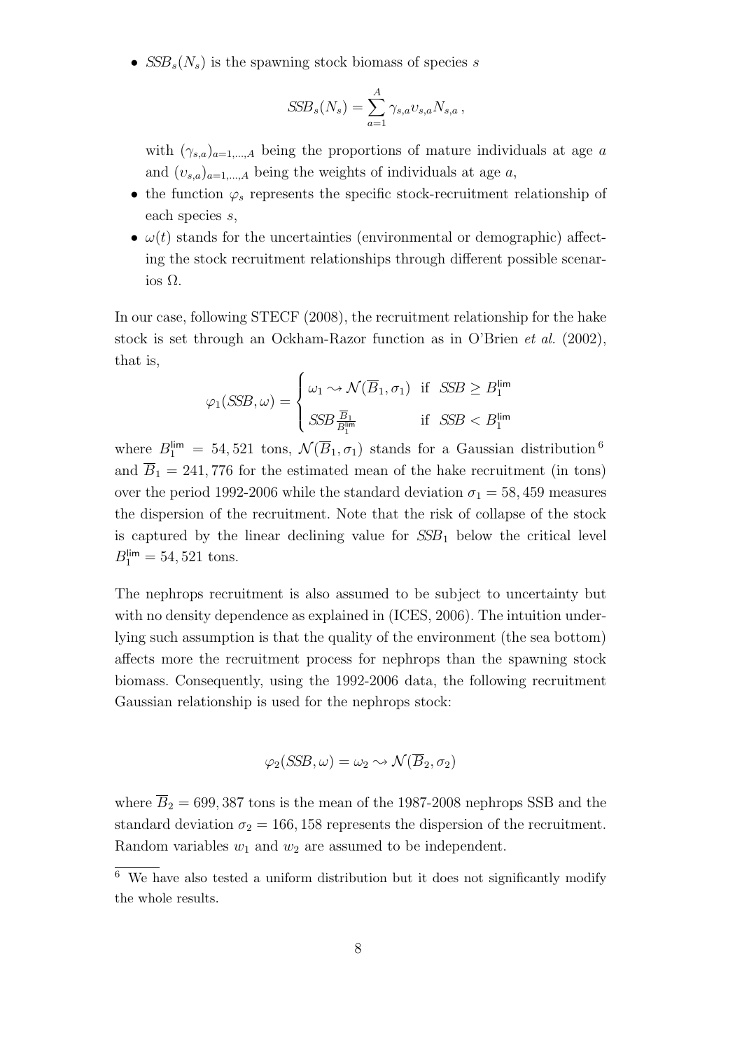- $SSB_s(N_s)$ is the spawning stock biomass of species $s$

$$SSB_s(N_s) = \sum_{a=1}^{A} \gamma_{s,a} \upsilon_{s,a} N_{s,a} \,,$$

  with $(\gamma_{s,a})_{a=1,\dots,A}$ being the proportions of mature individuals at age $a$ and $(\upsilon_{s,a})_{a=1,\dots,A}$ being the weights of individuals at age $a$,
- the function $\varphi_s$ represents the specific stock-recruitment relationship of each species $s$,
- $\omega(t)$ stands for the uncertainties (environmental or demographic) affecting the stock recruitment relationships through different possible scenarios $\Omega$.

In our case, following STECF (2008), the recruitment relationship for the hake stock is set through an Ockham-Razor function as in O'Brien *et al.* (2002), that is,

$$\varphi_1(SSB, \omega) = \begin{cases} \omega_1 \rightsquigarrow \mathcal{N}(\overline{B}_1, \sigma_1) & \text{if } \; SSB \geq B_1^{\mathsf{lim}} \\ SSB \frac{\overline{B}_1}{B_1^{\mathsf{lim}}} & \text{if } \; SSB < B_1^{\mathsf{lim}} \end{cases}$$

where $B_1^{\mathsf{lim}} = 54,521$ tons, $\mathcal{N}(\overline{B}_1, \sigma_1)$ stands for a Gaussian distribution [6] and $\overline{B}_1 = 241,776$ for the estimated mean of the hake recruitment (in tons) over the period 1992-2006 while the standard deviation $\sigma_1 = 58,459$ measures the dispersion of the recruitment. Note that the risk of collapse of the stock is captured by the linear declining value for $SSB_1$ below the critical level $B_1^{\mathsf{lim}} = 54,521$ tons.

The nephrops recruitment is also assumed to be subject to uncertainty but with no density dependence as explained in (ICES, 2006). The intuition underlying such assumption is that the quality of the environment (the sea bottom) affects more the recruitment process for nephrops than the spawning stock biomass. Consequently, using the 1992-2006 data, the following recruitment Gaussian relationship is used for the nephrops stock:

$$\varphi_2(SSB, \omega) = \omega_2 \rightsquigarrow \mathcal{N}(\overline{B}_2, \sigma_2)$$

where $\overline{B}_2 = 699,387$ tons is the mean of the 1987-2008 nephrops SSB and the standard deviation $\sigma_2 = 166,158$ represents the dispersion of the recruitment. Random variables $w_1$ and $w_2$ are assumed to be independent.

[6] We have also tested a uniform distribution but it does not significantly modify the whole results.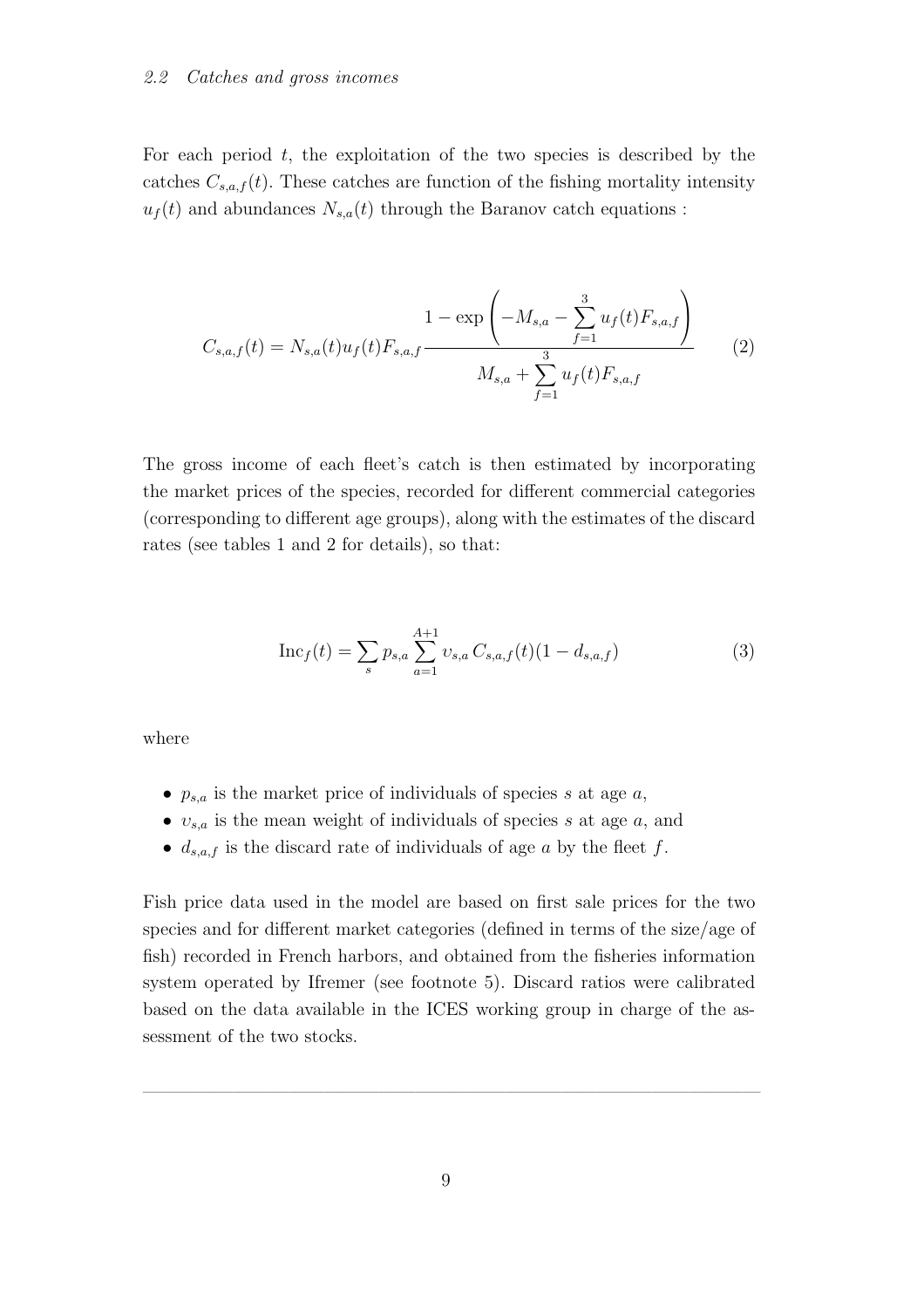### 2.2 *Catches and gross incomes*

For each period $t$, the exploitation of the two species is described by the catches $C_{s,a,f}(t)$. These catches are function of the fishing mortality intensity $u_f(t)$ and abundances $N_{s,a}(t)$ through the Baranov catch equations :

$$C_{s,a,f}(t) = N_{s,a}(t) u_f(t) F_{s,a,f} \frac{1 - \exp\left(-M_{s,a} - \sum_{f=1}^{3} u_f(t) F_{s,a,f}\right)}{M_{s,a} + \sum_{f=1}^{3} u_f(t) F_{s,a,f}} \tag{2}$$

The gross income of each fleet's catch is then estimated by incorporating the market prices of the species, recorded for different commercial categories (corresponding to different age groups), along with the estimates of the discard rates (see tables 1 and 2 for details), so that:

$$\mathrm{Inc}_f(t) = \sum_s p_{s,a} \sum_{a=1}^{A+1} \upsilon_{s,a} \, C_{s,a,f}(t)(1 - d_{s,a,f}) \tag{3}$$

where

- $p_{s,a}$ is the market price of individuals of species $s$ at age $a$,
- $\upsilon_{s,a}$ is the mean weight of individuals of species $s$ at age $a$, and
- $d_{s,a,f}$ is the discard rate of individuals of age $a$ by the fleet $f$.

Fish price data used in the model are based on first sale prices for the two species and for different market categories (defined in terms of the size/age of fish) recorded in French harbors, and obtained from the fisheries information system operated by Ifremer (see footnote 5). Discard ratios were calibrated based on the data available in the ICES working group in charge of the assessment of the two stocks.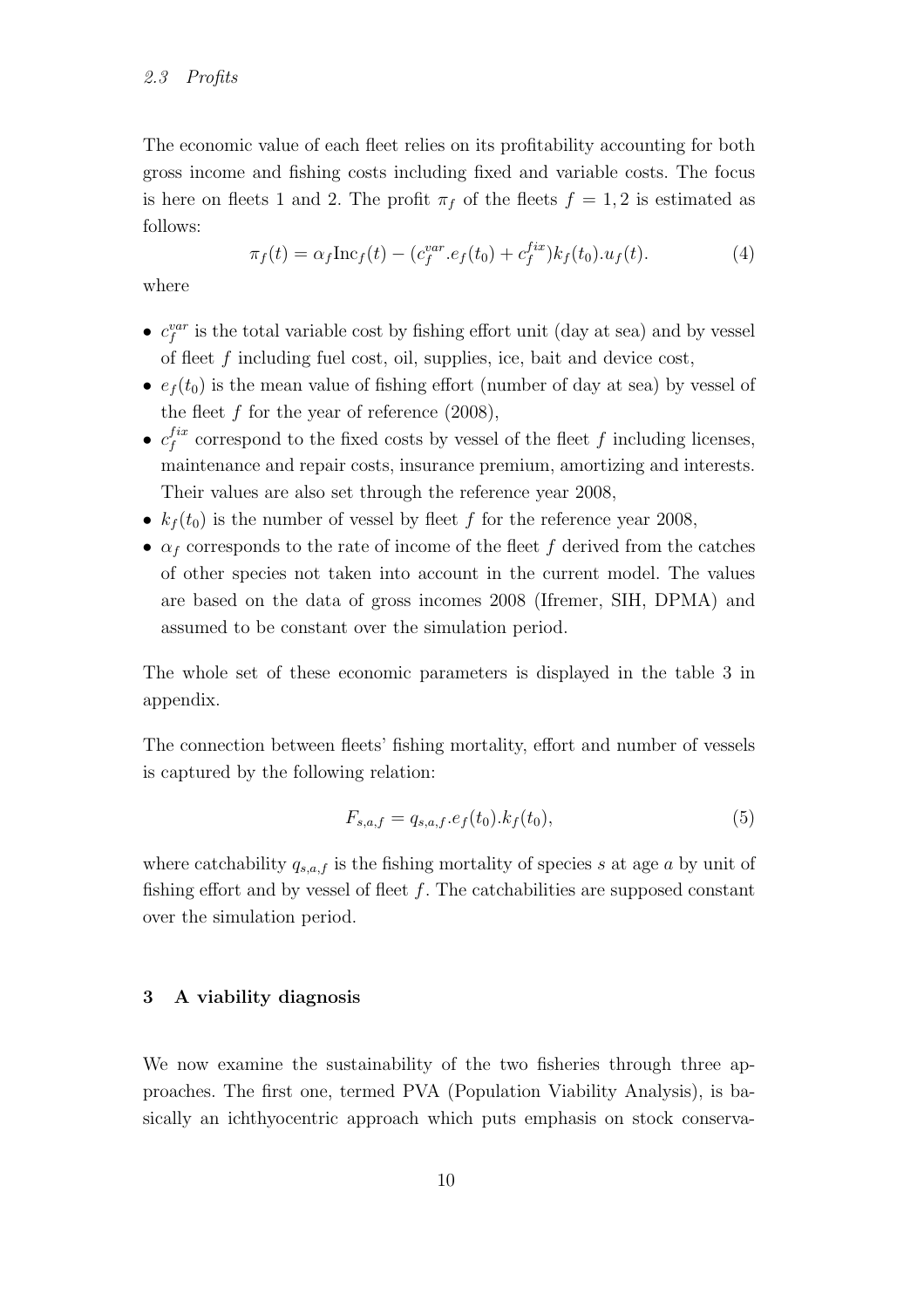### *2.3 Profits*

The economic value of each fleet relies on its profitability accounting for both gross income and fishing costs including fixed and variable costs. The focus is here on fleets 1 and 2. The profit $\pi_f$ of the fleets $f = 1, 2$ is estimated as follows:

$$\pi_f(t) = \alpha_f \text{Inc}_f(t) - (c_f^{var}.e_f(t_0) + c_f^{fix})k_f(t_0).u_f(t). \tag{4}$$

where

- $c_f^{var}$ is the total variable cost by fishing effort unit (day at sea) and by vessel of fleet $f$ including fuel cost, oil, supplies, ice, bait and device cost,
- $e_f(t_0)$ is the mean value of fishing effort (number of day at sea) by vessel of the fleet $f$ for the year of reference (2008),
- $c_f^{fix}$ correspond to the fixed costs by vessel of the fleet $f$ including licenses, maintenance and repair costs, insurance premium, amortizing and interests. Their values are also set through the reference year 2008,
- $k_f(t_0)$ is the number of vessel by fleet $f$ for the reference year 2008,
- $\alpha_f$ corresponds to the rate of income of the fleet $f$ derived from the catches of other species not taken into account in the current model. The values are based on the data of gross incomes 2008 (Ifremer, SIH, DPMA) and assumed to be constant over the simulation period.

The whole set of these economic parameters is displayed in the table 3 in appendix.

The connection between fleets' fishing mortality, effort and number of vessels is captured by the following relation:

$$F_{s,a,f} = q_{s,a,f}.e_f(t_0).k_f(t_0), \tag{5}$$

where catchability $q_{s,a,f}$ is the fishing mortality of species $s$ at age $a$ by unit of fishing effort and by vessel of fleet $f$. The catchabilities are supposed constant over the simulation period.

## 3 A viability diagnosis

We now examine the sustainability of the two fisheries through three approaches. The first one, termed PVA (Population Viability Analysis), is basically an ichthyocentric approach which puts emphasis on stock conserva-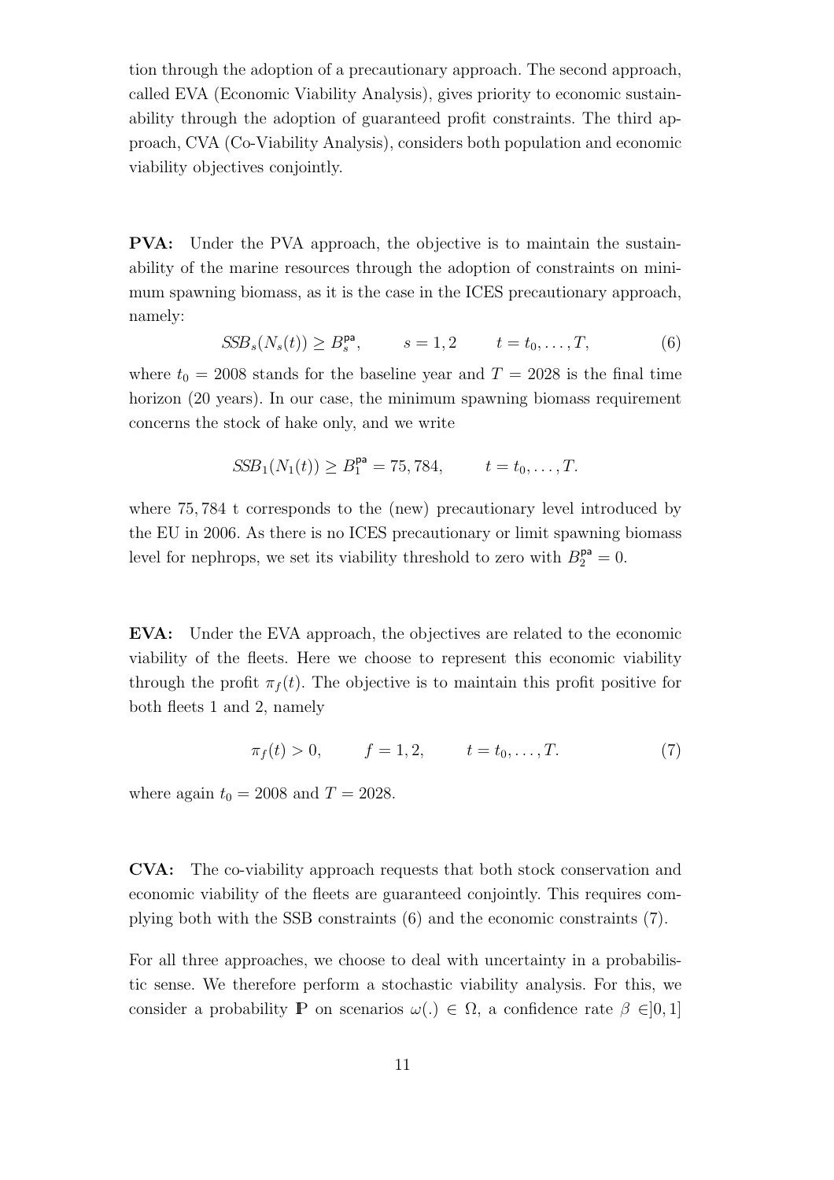tion through the adoption of a precautionary approach. The second approach, called EVA (Economic Viability Analysis), gives priority to economic sustainability through the adoption of guaranteed profit constraints. The third approach, CVA (Co-Viability Analysis), considers both population and economic viability objectives conjointly.

**PVA:** Under the PVA approach, the objective is to maintain the sustainability of the marine resources through the adoption of constraints on minimum spawning biomass, as it is the case in the ICES precautionary approach, namely:

$$SSB_s(N_s(t)) \geq B_s^{\mathsf{pa}}, \qquad s = 1, 2 \qquad t = t_0, \ldots, T, \tag{6}$$

where $t_0 = 2008$ stands for the baseline year and $T = 2028$ is the final time horizon (20 years). In our case, the minimum spawning biomass requirement concerns the stock of hake only, and we write

$$SSB_1(N_1(t)) \geq B_1^{\mathsf{pa}} = 75,784, \qquad t = t_0, \ldots, T.$$

where 75,784 t corresponds to the (new) precautionary level introduced by the EU in 2006. As there is no ICES precautionary or limit spawning biomass level for nephrops, we set its viability threshold to zero with $B_2^{\mathsf{pa}} = 0$.

**EVA:** Under the EVA approach, the objectives are related to the economic viability of the fleets. Here we choose to represent this economic viability through the profit $\pi_f(t)$. The objective is to maintain this profit positive for both fleets 1 and 2, namely

$$\pi_f(t) > 0, \qquad f = 1, 2, \qquad t = t_0, \ldots, T. \tag{7}$$

where again $t_0 = 2008$ and $T = 2028$.

**CVA:** The co-viability approach requests that both stock conservation and economic viability of the fleets are guaranteed conjointly. This requires complying both with the SSB constraints (6) and the economic constraints (7).

For all three approaches, we choose to deal with uncertainty in a probabilistic sense. We therefore perform a stochastic viability analysis. For this, we consider a probability $\mathbb{P}$ on scenarios $\omega(.) \in \Omega$, a confidence rate $\beta \in ]0, 1]$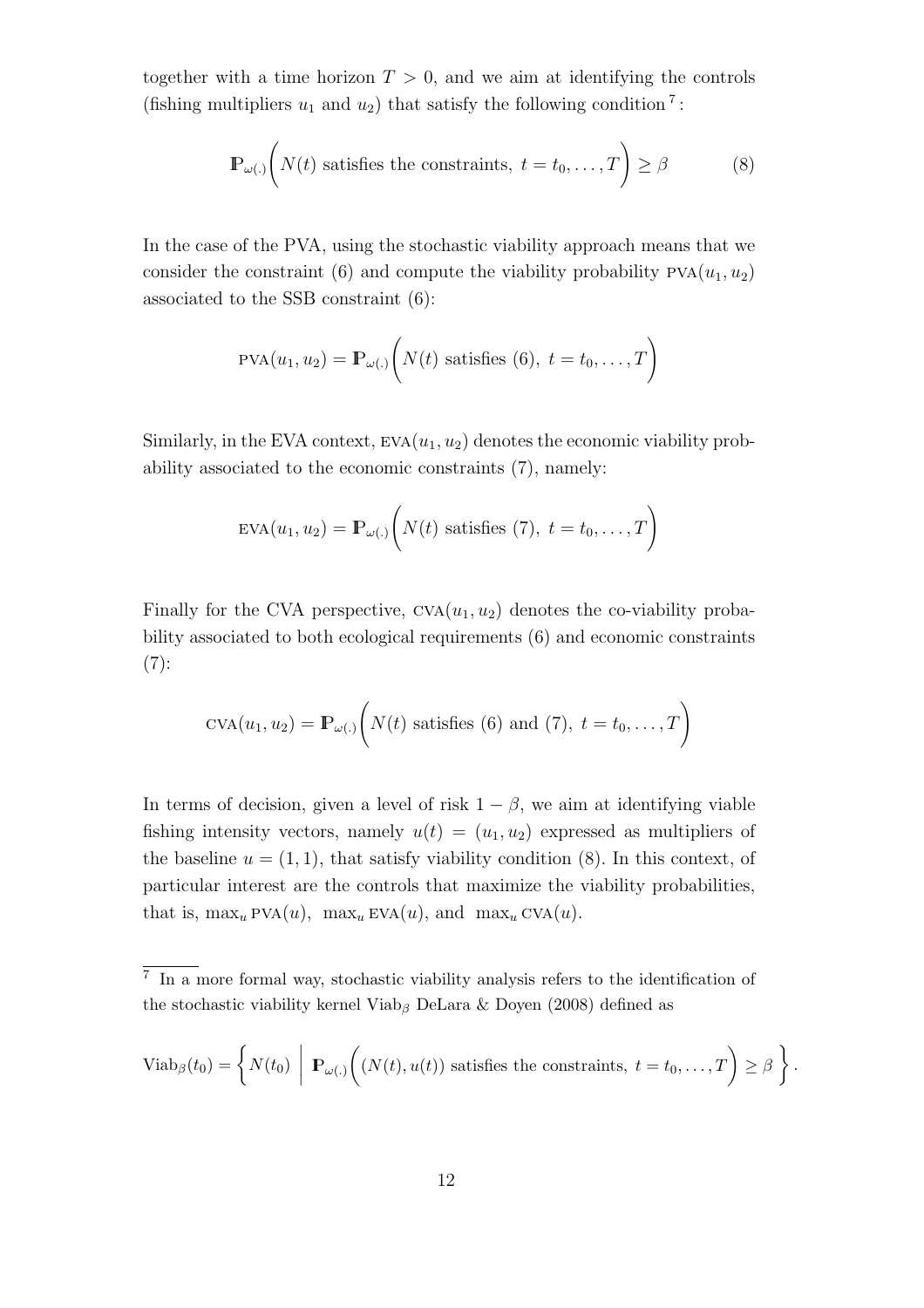together with a time horizon $T > 0$, and we aim at identifying the controls (fishing multipliers $u_1$ and $u_2$) that satisfy the following condition [7]:

$$\mathbb{P}_{\omega(.)}\bigg( N(t) \text{ satisfies the constraints, } t = t_0, \ldots, T \bigg) \geq \beta \tag{8}$$

In the case of the PVA, using the stochastic viability approach means that we consider the constraint (6) and compute the viability probability $\text{PVA}(u_1, u_2)$ associated to the SSB constraint (6):

$$\text{PVA}(u_1, u_2) = \mathbb{P}_{\omega(.)}\bigg( N(t) \text{ satisfies (6), } t = t_0, \ldots, T \bigg)$$

Similarly, in the EVA context, $\text{EVA}(u_1, u_2)$ denotes the economic viability probability associated to the economic constraints (7), namely:

$$\text{EVA}(u_1, u_2) = \mathbb{P}_{\omega(.)}\bigg( N(t) \text{ satisfies (7), } t = t_0, \ldots, T \bigg)$$

Finally for the CVA perspective, $\text{CVA}(u_1, u_2)$ denotes the co-viability probability associated to both ecological requirements (6) and economic constraints (7):

$$\text{CVA}(u_1, u_2) = \mathbb{P}_{\omega(.)}\bigg( N(t) \text{ satisfies (6) and (7), } t = t_0, \ldots, T \bigg)$$

In terms of decision, given a level of risk $1 - \beta$, we aim at identifying viable fishing intensity vectors, namely $u(t) = (u_1, u_2)$ expressed as multipliers of the baseline $u = (1, 1)$, that satisfy viability condition (8). In this context, of particular interest are the controls that maximize the viability probabilities, that is, $\max_u \text{PVA}(u)$, $\max_u \text{EVA}(u)$, and $\max_u \text{CVA}(u)$.

---

[7] In a more formal way, stochastic viability analysis refers to the identification of the stochastic viability kernel $\text{Viab}_\beta$ DeLara & Doyen (2008) defined as

$$\text{Viab}_\beta(t_0) = \bigg\{ N(t_0) \ \bigg| \ \mathbb{P}_{\omega(.)}\bigg( (N(t), u(t)) \text{ satisfies the constraints, } t = t_0, \ldots, T \bigg) \geq \beta \bigg\}.$$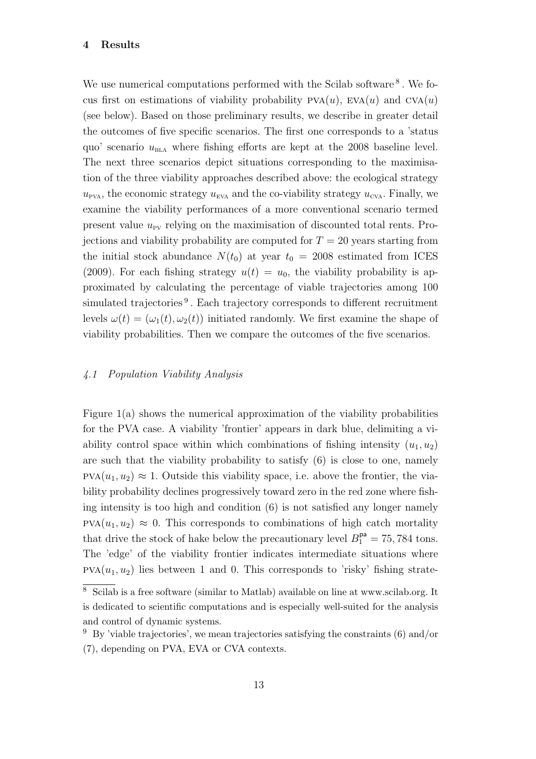## 4 Results

We use numerical computations performed with the Scilab software [8]. We focus first on estimations of viability probability $\text{PVA}(u)$, $\text{EVA}(u)$ and $\text{CVA}(u)$ (see below). Based on those preliminary results, we describe in greater detail the outcomes of five specific scenarios. The first one corresponds to a 'status quo' scenario $u_{\text{BLA}}$ where fishing efforts are kept at the 2008 baseline level. The next three scenarios depict situations corresponding to the maximisation of the three viability approaches described above: the ecological strategy $u_{\text{PVA}}$, the economic strategy $u_{\text{EVA}}$ and the co-viability strategy $u_{\text{CVA}}$. Finally, we examine the viability performances of a more conventional scenario termed present value $u_{\text{PV}}$ relying on the maximisation of discounted total rents. Projections and viability probability are computed for $T = 20$ years starting from the initial stock abundance $N(t_0)$ at year $t_0 = 2008$ estimated from ICES (2009). For each fishing strategy $u(t) = u_0$, the viability probability is approximated by calculating the percentage of viable trajectories among 100 simulated trajectories [9]. Each trajectory corresponds to different recruitment levels $\omega(t) = (\omega_1(t), \omega_2(t))$ initiated randomly. We first examine the shape of viability probabilities. Then we compare the outcomes of the five scenarios.

### *4.1 Population Viability Analysis*

Figure 1(a) shows the numerical approximation of the viability probabilities for the PVA case. A viability 'frontier' appears in dark blue, delimiting a viability control space within which combinations of fishing intensity $(u_1, u_2)$ are such that the viability probability to satisfy (6) is close to one, namely $\text{PVA}(u_1, u_2) \approx 1$. Outside this viability space, i.e. above the frontier, the viability probability declines progressively toward zero in the red zone where fishing intensity is too high and condition (6) is not satisfied any longer namely $\text{PVA}(u_1, u_2) \approx 0$. This corresponds to combinations of high catch mortality that drive the stock of hake below the precautionary level $B_1^{\text{pa}} = 75,784$ tons. The 'edge' of the viability frontier indicates intermediate situations where $\text{PVA}(u_1, u_2)$ lies between 1 and 0. This corresponds to 'risky' fishing strate-

[8] Scilab is a free software (similar to Matlab) available on line at www.scilab.org. It is dedicated to scientific computations and is especially well-suited for the analysis and control of dynamic systems.

[9] By 'viable trajectories', we mean trajectories satisfying the constraints (6) and/or (7), depending on PVA, EVA or CVA contexts.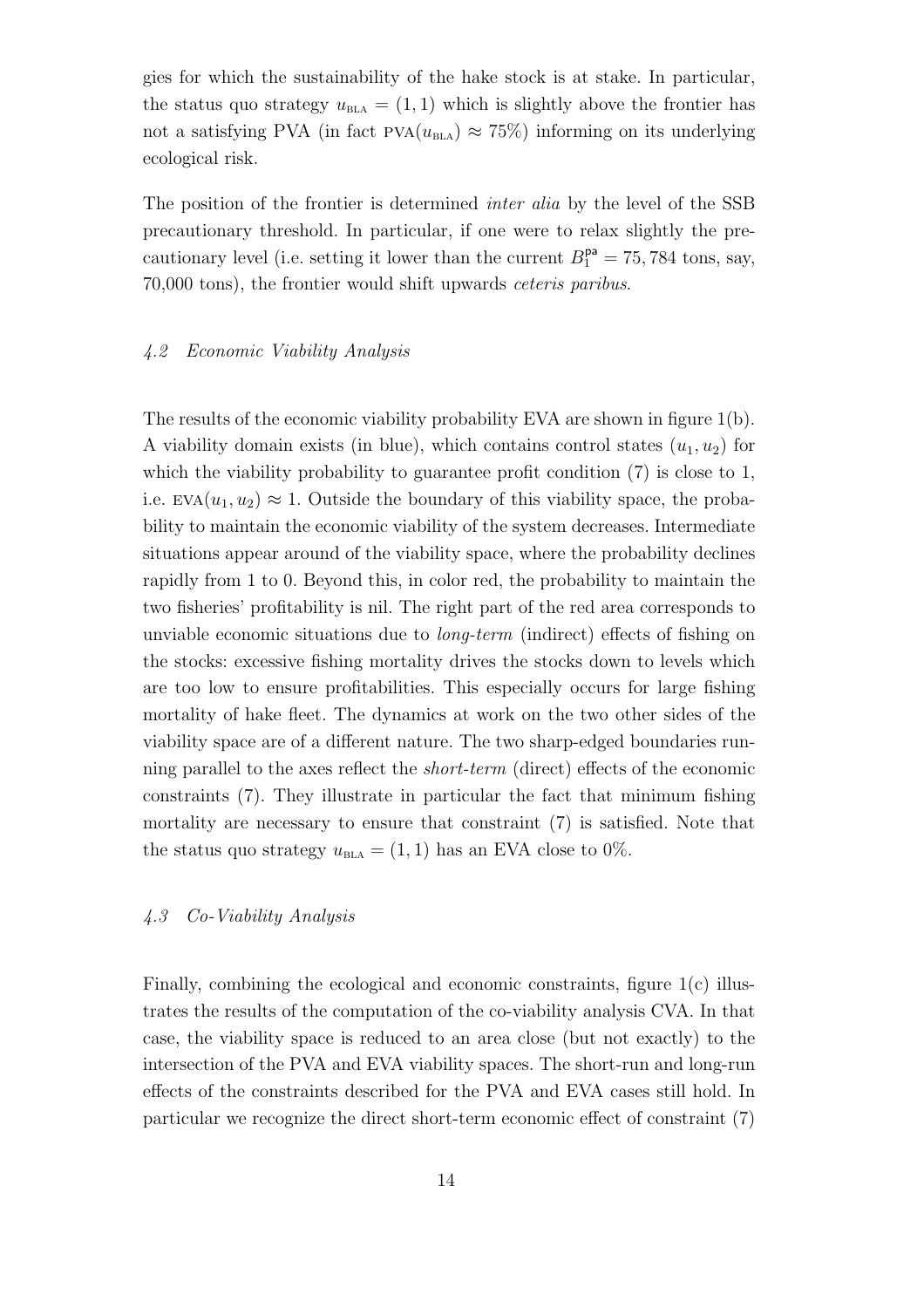gies for which the sustainability of the hake stock is at stake. In particular, the status quo strategy $u_{\text{BLA}} = (1, 1)$ which is slightly above the frontier has not a satisfying PVA (in fact $\text{PVA}(u_{\text{BLA}}) \approx 75\%$) informing on its underlying ecological risk.

The position of the frontier is determined *inter alia* by the level of the SSB precautionary threshold. In particular, if one were to relax slightly the precautionary level (i.e. setting it lower than the current $B_1^{\mathsf{pa}} = 75,784$ tons, say, 70,000 tons), the frontier would shift upwards *ceteris paribus*.

### *4.2 Economic Viability Analysis*

The results of the economic viability probability EVA are shown in figure 1(b). A viability domain exists (in blue), which contains control states $(u_1, u_2)$ for which the viability probability to guarantee profit condition (7) is close to 1, i.e. $\text{EVA}(u_1, u_2) \approx 1$. Outside the boundary of this viability space, the probability to maintain the economic viability of the system decreases. Intermediate situations appear around of the viability space, where the probability declines rapidly from 1 to 0. Beyond this, in color red, the probability to maintain the two fisheries' profitability is nil. The right part of the red area corresponds to unviable economic situations due to *long-term* (indirect) effects of fishing on the stocks: excessive fishing mortality drives the stocks down to levels which are too low to ensure profitabilities. This especially occurs for large fishing mortality of hake fleet. The dynamics at work on the two other sides of the viability space are of a different nature. The two sharp-edged boundaries running parallel to the axes reflect the *short-term* (direct) effects of the economic constraints (7). They illustrate in particular the fact that minimum fishing mortality are necessary to ensure that constraint (7) is satisfied. Note that the status quo strategy $u_{\text{BLA}} = (1, 1)$ has an EVA close to 0%.

### *4.3 Co-Viability Analysis*

Finally, combining the ecological and economic constraints, figure 1(c) illustrates the results of the computation of the co-viability analysis CVA. In that case, the viability space is reduced to an area close (but not exactly) to the intersection of the PVA and EVA viability spaces. The short-run and long-run effects of the constraints described for the PVA and EVA cases still hold. In particular we recognize the direct short-term economic effect of constraint (7)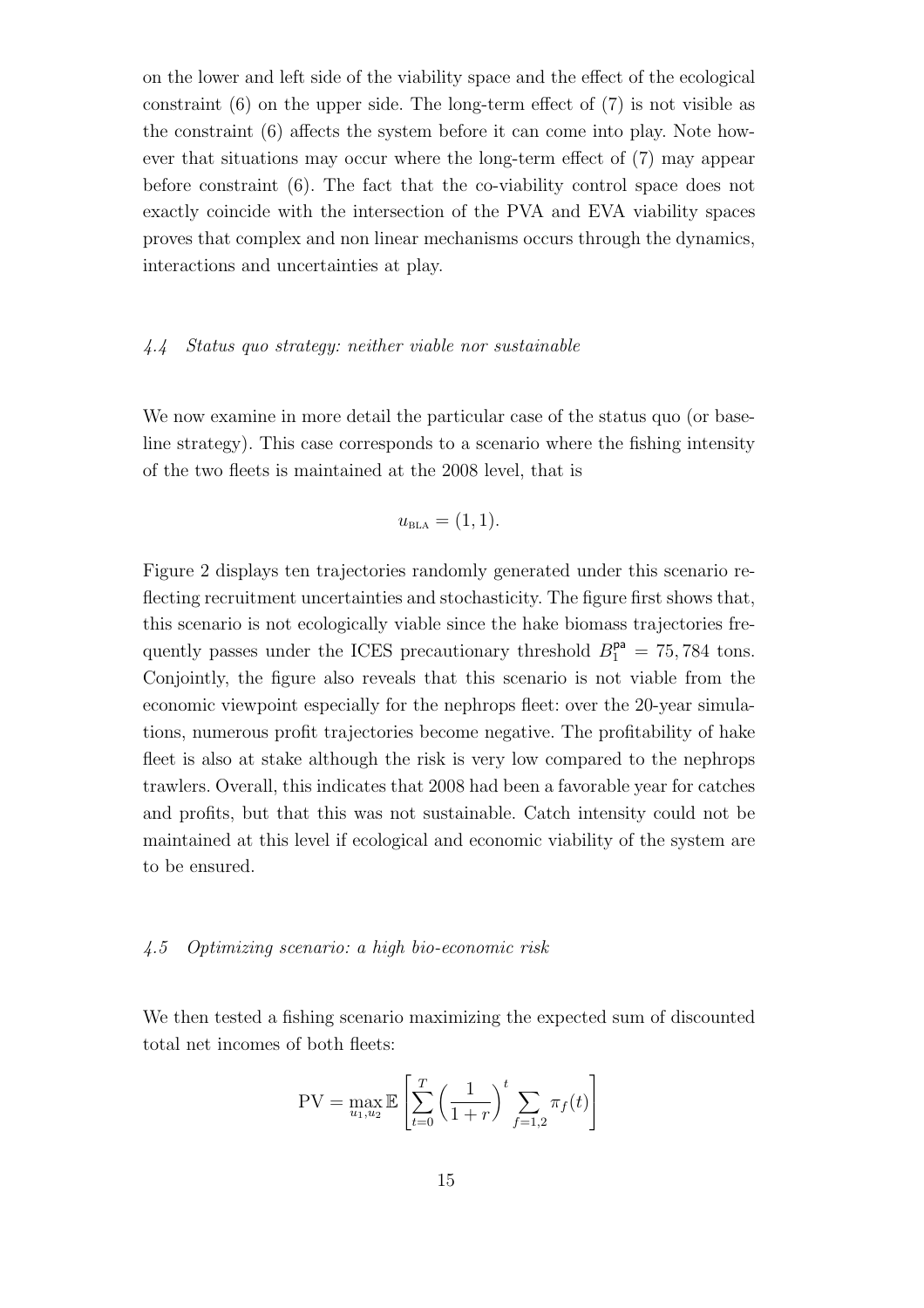on the lower and left side of the viability space and the effect of the ecological constraint (6) on the upper side. The long-term effect of (7) is not visible as the constraint (6) affects the system before it can come into play. Note however that situations may occur where the long-term effect of (7) may appear before constraint (6). The fact that the co-viability control space does not exactly coincide with the intersection of the PVA and EVA viability spaces proves that complex and non linear mechanisms occurs through the dynamics, interactions and uncertainties at play.

### *4.4 Status quo strategy: neither viable nor sustainable*

We now examine in more detail the particular case of the status quo (or baseline strategy). This case corresponds to a scenario where the fishing intensity of the two fleets is maintained at the 2008 level, that is

$$u_{\text{BLA}} = (1, 1).$$

Figure 2 displays ten trajectories randomly generated under this scenario reflecting recruitment uncertainties and stochasticity. The figure first shows that, this scenario is not ecologically viable since the hake biomass trajectories frequently passes under the ICES precautionary threshold $B_1^{\mathsf{pa}} = 75,784$ tons. Conjointly, the figure also reveals that this scenario is not viable from the economic viewpoint especially for the nephrops fleet: over the 20-year simulations, numerous profit trajectories become negative. The profitability of hake fleet is also at stake although the risk is very low compared to the nephrops trawlers. Overall, this indicates that 2008 had been a favorable year for catches and profits, but that this was not sustainable. Catch intensity could not be maintained at this level if ecological and economic viability of the system are to be ensured.

### *4.5 Optimizing scenario: a high bio-economic risk*

We then tested a fishing scenario maximizing the expected sum of discounted total net incomes of both fleets:

$$\text{PV} = \max_{u_1, u_2} \mathbb{E}\left[\sum_{t=0}^{T} \left(\frac{1}{1+r}\right)^t \sum_{f=1,2} \pi_f(t)\right]$$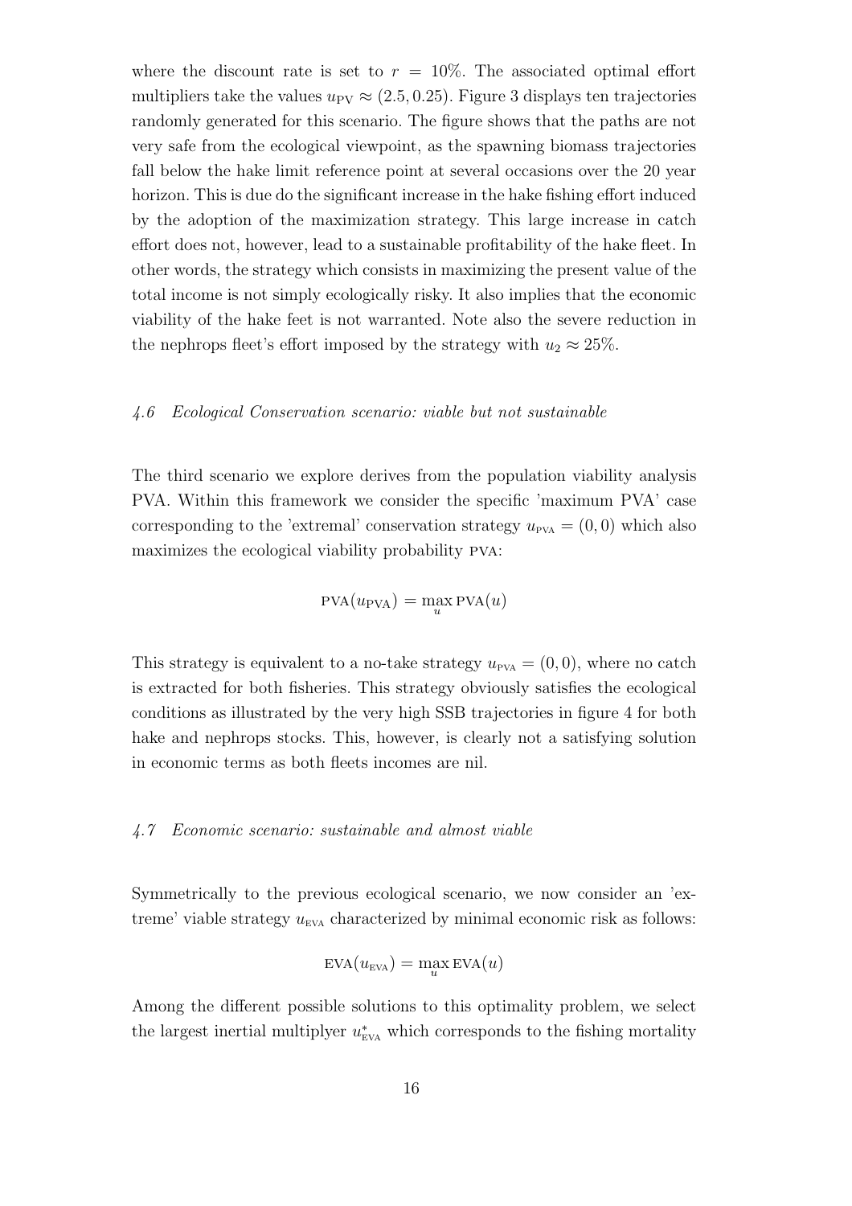where the discount rate is set to $r = 10\%$. The associated optimal effort multipliers take the values $u_{\mathrm{PV}} \approx (2.5, 0.25)$. Figure 3 displays ten trajectories randomly generated for this scenario. The figure shows that the paths are not very safe from the ecological viewpoint, as the spawning biomass trajectories fall below the hake limit reference point at several occasions over the 20 year horizon. This is due do the significant increase in the hake fishing effort induced by the adoption of the maximization strategy. This large increase in catch effort does not, however, lead to a sustainable profitability of the hake fleet. In other words, the strategy which consists in maximizing the present value of the total income is not simply ecologically risky. It also implies that the economic viability of the hake feet is not warranted. Note also the severe reduction in the nephrops fleet's effort imposed by the strategy with $u_2 \approx 25\%$.

### *4.6 Ecological Conservation scenario: viable but not sustainable*

The third scenario we explore derives from the population viability analysis PVA. Within this framework we consider the specific 'maximum PVA' case corresponding to the 'extremal' conservation strategy $u_{\mathrm{PVA}} = (0, 0)$ which also maximizes the ecological viability probability PVA:

$$\mathrm{PVA}(u_{\mathrm{PVA}}) = \max_u \mathrm{PVA}(u)$$

This strategy is equivalent to a no-take strategy $u_{\mathrm{PVA}} = (0, 0)$, where no catch is extracted for both fisheries. This strategy obviously satisfies the ecological conditions as illustrated by the very high SSB trajectories in figure 4 for both hake and nephrops stocks. This, however, is clearly not a satisfying solution in economic terms as both fleets incomes are nil.

### *4.7 Economic scenario: sustainable and almost viable*

Symmetrically to the previous ecological scenario, we now consider an 'extreme' viable strategy $u_{\mathrm{EVA}}$ characterized by minimal economic risk as follows:

$$\mathrm{EVA}(u_{\mathrm{EVA}}) = \max_u \mathrm{EVA}(u)$$

Among the different possible solutions to this optimality problem, we select the largest inertial multiplyer $u^*_{\mathrm{EVA}}$ which corresponds to the fishing mortality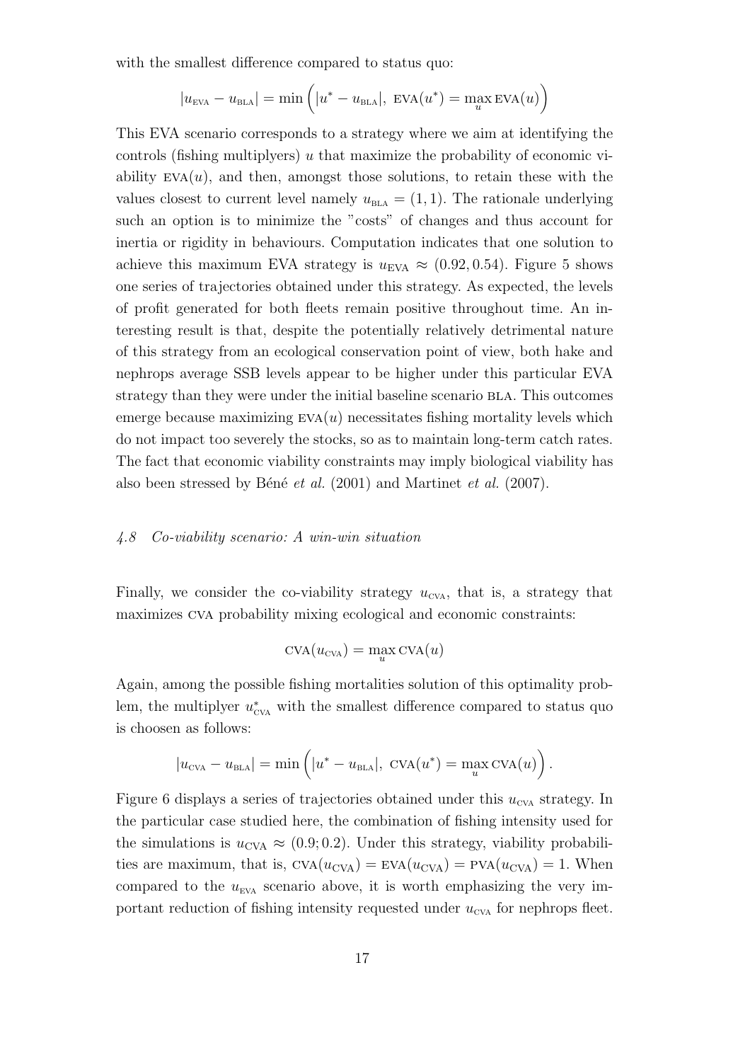with the smallest difference compared to status quo:

$$|u_{\text{EVA}} - u_{\text{BLA}}| = \min\Big(|u^* - u_{\text{BLA}}|,\ \text{EVA}(u^*) = \max_u \text{EVA}(u)\Big)$$

This EVA scenario corresponds to a strategy where we aim at identifying the controls (fishing multiplyers) $u$ that maximize the probability of economic viability $\text{EVA}(u)$, and then, amongst those solutions, to retain these with the values closest to current level namely $u_{\text{BLA}} = (1, 1)$. The rationale underlying such an option is to minimize the "costs" of changes and thus account for inertia or rigidity in behaviours. Computation indicates that one solution to achieve this maximum EVA strategy is $u_{\text{EVA}} \approx (0.92, 0.54)$. Figure 5 shows one series of trajectories obtained under this strategy. As expected, the levels of profit generated for both fleets remain positive throughout time. An interesting result is that, despite the potentially relatively detrimental nature of this strategy from an ecological conservation point of view, both hake and nephrops average SSB levels appear to be higher under this particular EVA strategy than they were under the initial baseline scenario BLA. This outcomes emerge because maximizing $\text{EVA}(u)$ necessitates fishing mortality levels which do not impact too severely the stocks, so as to maintain long-term catch rates. The fact that economic viability constraints may imply biological viability has also been stressed by Béné *et al.* (2001) and Martinet *et al.* (2007).

### *4.8 Co-viability scenario: A win-win situation*

Finally, we consider the co-viability strategy $u_{\text{CVA}}$, that is, a strategy that maximizes CVA probability mixing ecological and economic constraints:

$$\text{CVA}(u_{\text{CVA}}) = \max_u \text{CVA}(u)$$

Again, among the possible fishing mortalities solution of this optimality problem, the multiplyer $u^*_{\text{CVA}}$ with the smallest difference compared to status quo is choosen as follows:

$$|u_{\text{CVA}} - u_{\text{BLA}}| = \min\Big(|u^* - u_{\text{BLA}}|,\ \text{CVA}(u^*) = \max_u \text{CVA}(u)\Big).$$

Figure 6 displays a series of trajectories obtained under this $u_{\text{CVA}}$ strategy. In the particular case studied here, the combination of fishing intensity used for the simulations is $u_{\text{CVA}} \approx (0.9; 0.2)$. Under this strategy, viability probabilities are maximum, that is, $\text{CVA}(u_{\text{CVA}}) = \text{EVA}(u_{\text{CVA}}) = \text{PVA}(u_{\text{CVA}}) = 1$. When compared to the $u_{\text{EVA}}$ scenario above, it is worth emphasizing the very important reduction of fishing intensity requested under $u_{\text{CVA}}$ for nephrops fleet.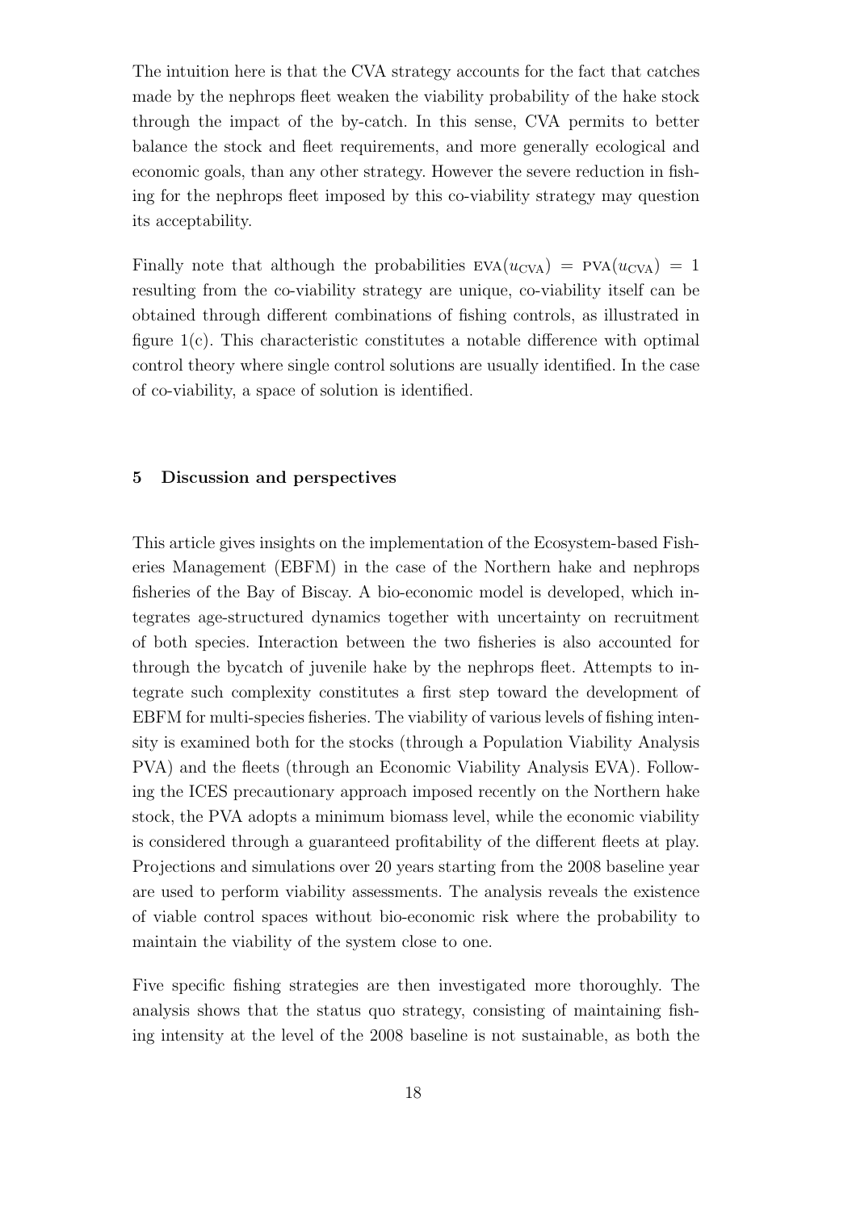The intuition here is that the CVA strategy accounts for the fact that catches made by the nephrops fleet weaken the viability probability of the hake stock through the impact of the by-catch. In this sense, CVA permits to better balance the stock and fleet requirements, and more generally ecological and economic goals, than any other strategy. However the severe reduction in fishing for the nephrops fleet imposed by this co-viability strategy may question its acceptability.

Finally note that although the probabilities $\text{EVA}(u_{\text{CVA}}) = \text{PVA}(u_{\text{CVA}}) = 1$ resulting from the co-viability strategy are unique, co-viability itself can be obtained through different combinations of fishing controls, as illustrated in figure 1(c). This characteristic constitutes a notable difference with optimal control theory where single control solutions are usually identified. In the case of co-viability, a space of solution is identified.

## 5 Discussion and perspectives

This article gives insights on the implementation of the Ecosystem-based Fisheries Management (EBFM) in the case of the Northern hake and nephrops fisheries of the Bay of Biscay. A bio-economic model is developed, which integrates age-structured dynamics together with uncertainty on recruitment of both species. Interaction between the two fisheries is also accounted for through the bycatch of juvenile hake by the nephrops fleet. Attempts to integrate such complexity constitutes a first step toward the development of EBFM for multi-species fisheries. The viability of various levels of fishing intensity is examined both for the stocks (through a Population Viability Analysis PVA) and the fleets (through an Economic Viability Analysis EVA). Following the ICES precautionary approach imposed recently on the Northern hake stock, the PVA adopts a minimum biomass level, while the economic viability is considered through a guaranteed profitability of the different fleets at play. Projections and simulations over 20 years starting from the 2008 baseline year are used to perform viability assessments. The analysis reveals the existence of viable control spaces without bio-economic risk where the probability to maintain the viability of the system close to one.

Five specific fishing strategies are then investigated more thoroughly. The analysis shows that the status quo strategy, consisting of maintaining fishing intensity at the level of the 2008 baseline is not sustainable, as both the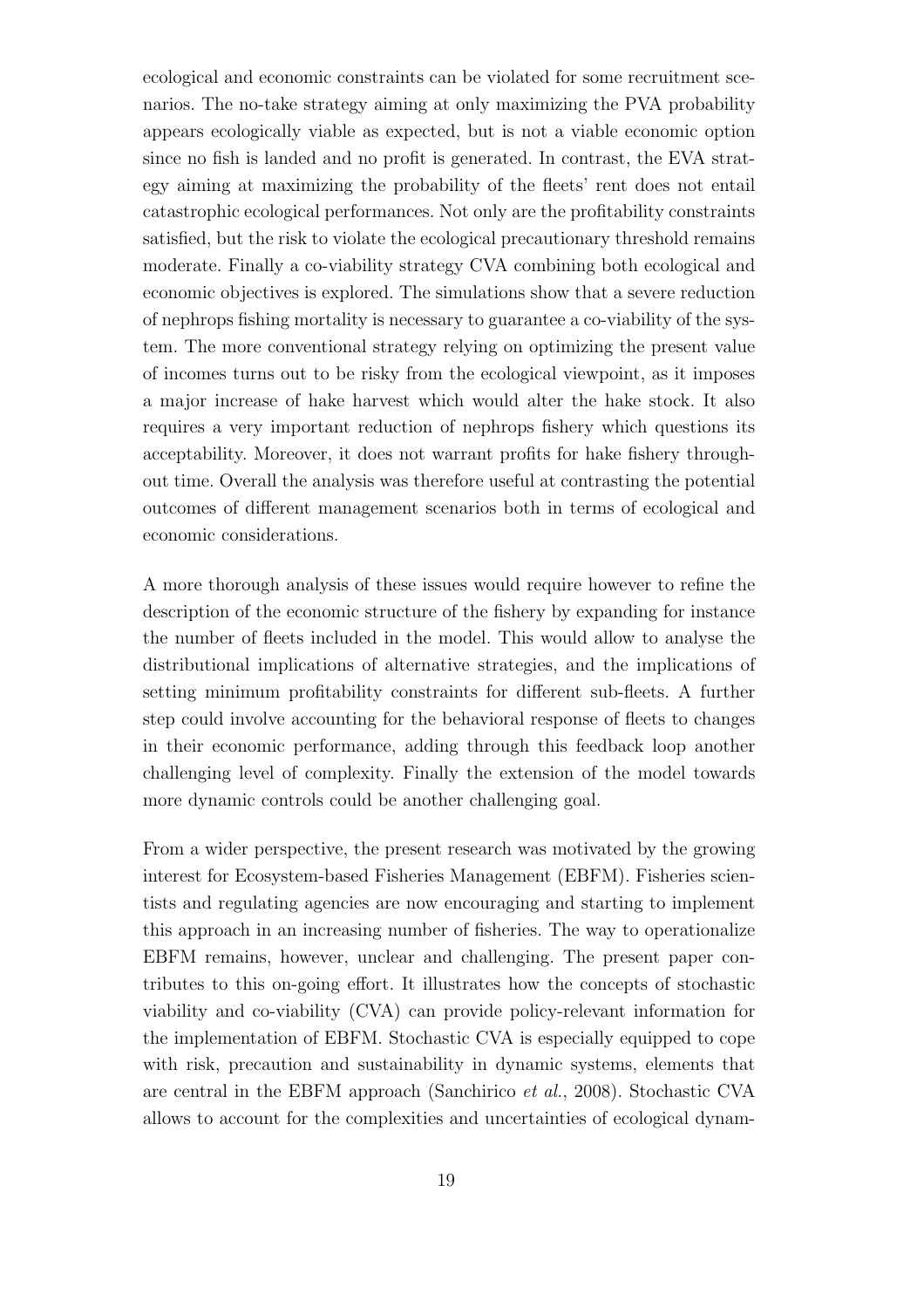ecological and economic constraints can be violated for some recruitment scenarios. The no-take strategy aiming at only maximizing the PVA probability appears ecologically viable as expected, but is not a viable economic option since no fish is landed and no profit is generated. In contrast, the EVA strategy aiming at maximizing the probability of the fleets' rent does not entail catastrophic ecological performances. Not only are the profitability constraints satisfied, but the risk to violate the ecological precautionary threshold remains moderate. Finally a co-viability strategy CVA combining both ecological and economic objectives is explored. The simulations show that a severe reduction of nephrops fishing mortality is necessary to guarantee a co-viability of the system. The more conventional strategy relying on optimizing the present value of incomes turns out to be risky from the ecological viewpoint, as it imposes a major increase of hake harvest which would alter the hake stock. It also requires a very important reduction of nephrops fishery which questions its acceptability. Moreover, it does not warrant profits for hake fishery throughout time. Overall the analysis was therefore useful at contrasting the potential outcomes of different management scenarios both in terms of ecological and economic considerations.

A more thorough analysis of these issues would require however to refine the description of the economic structure of the fishery by expanding for instance the number of fleets included in the model. This would allow to analyse the distributional implications of alternative strategies, and the implications of setting minimum profitability constraints for different sub-fleets. A further step could involve accounting for the behavioral response of fleets to changes in their economic performance, adding through this feedback loop another challenging level of complexity. Finally the extension of the model towards more dynamic controls could be another challenging goal.

From a wider perspective, the present research was motivated by the growing interest for Ecosystem-based Fisheries Management (EBFM). Fisheries scientists and regulating agencies are now encouraging and starting to implement this approach in an increasing number of fisheries. The way to operationalize EBFM remains, however, unclear and challenging. The present paper contributes to this on-going effort. It illustrates how the concepts of stochastic viability and co-viability (CVA) can provide policy-relevant information for the implementation of EBFM. Stochastic CVA is especially equipped to cope with risk, precaution and sustainability in dynamic systems, elements that are central in the EBFM approach (Sanchirico *et al.*, 2008). Stochastic CVA allows to account for the complexities and uncertainties of ecological dynam-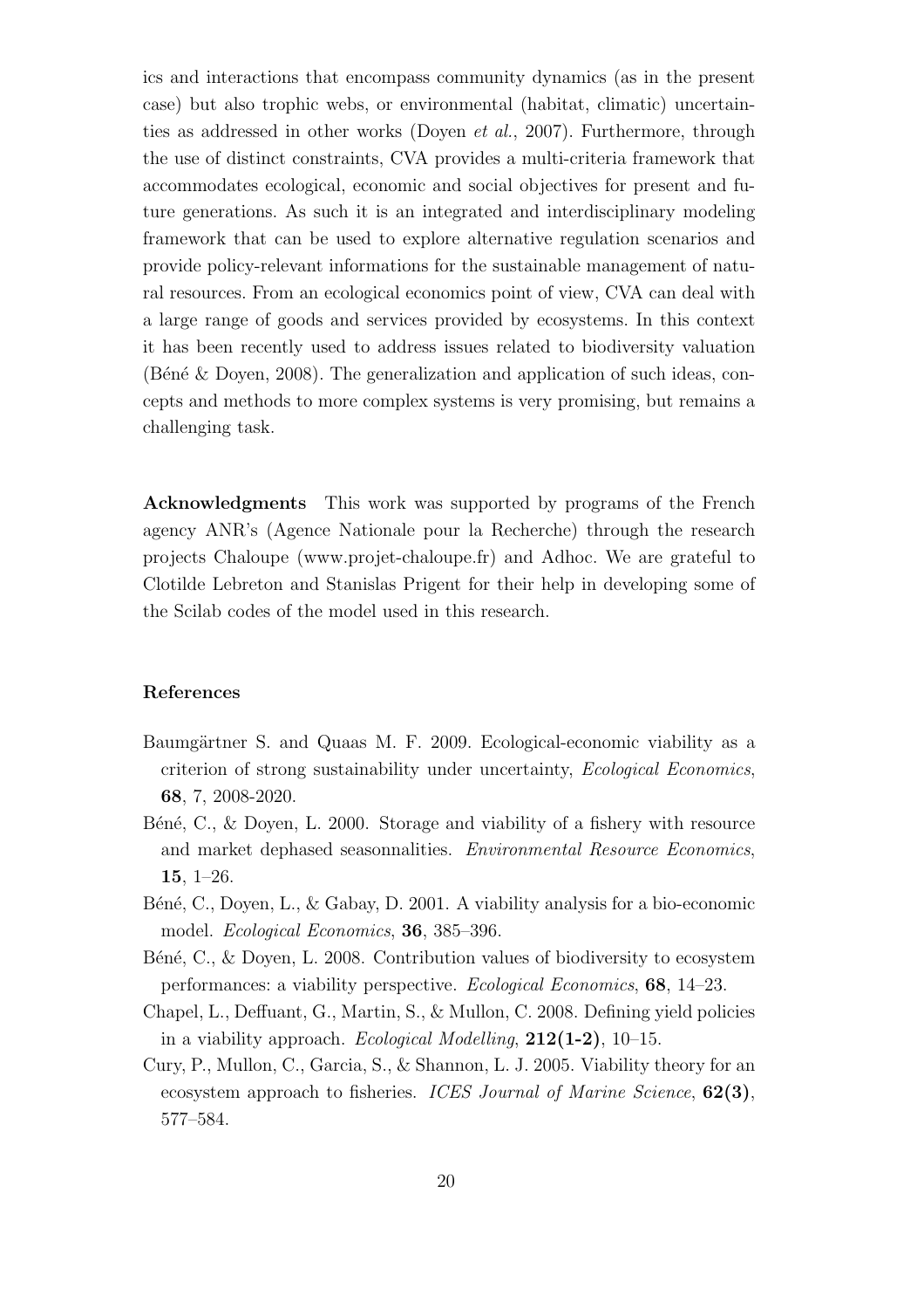ics and interactions that encompass community dynamics (as in the present case) but also trophic webs, or environmental (habitat, climatic) uncertainties as addressed in other works (Doyen *et al.*, 2007). Furthermore, through the use of distinct constraints, CVA provides a multi-criteria framework that accommodates ecological, economic and social objectives for present and future generations. As such it is an integrated and interdisciplinary modeling framework that can be used to explore alternative regulation scenarios and provide policy-relevant informations for the sustainable management of natural resources. From an ecological economics point of view, CVA can deal with a large range of goods and services provided by ecosystems. In this context it has been recently used to address issues related to biodiversity valuation (Béné & Doyen, 2008). The generalization and application of such ideas, concepts and methods to more complex systems is very promising, but remains a challenging task.

**Acknowledgments** This work was supported by programs of the French agency ANR's (Agence Nationale pour la Recherche) through the research projects Chaloupe (www.projet-chaloupe.fr) and Adhoc. We are grateful to Clotilde Lebreton and Stanislas Prigent for their help in developing some of the Scilab codes of the model used in this research.

## References

Baumgärtner S. and Quaas M. F. 2009. Ecological-economic viability as a criterion of strong sustainability under uncertainty, *Ecological Economics*, **68**, 7, 2008-2020.

Béné, C., & Doyen, L. 2000. Storage and viability of a fishery with resource and market dephased seasonnalities. *Environmental Resource Economics*, **15**, 1–26.

Béné, C., Doyen, L., & Gabay, D. 2001. A viability analysis for a bio-economic model. *Ecological Economics*, **36**, 385–396.

Béné, C., & Doyen, L. 2008. Contribution values of biodiversity to ecosystem performances: a viability perspective. *Ecological Economics*, **68**, 14–23.

Chapel, L., Deffuant, G., Martin, S., & Mullon, C. 2008. Defining yield policies in a viability approach. *Ecological Modelling*, **212(1-2)**, 10–15.

Cury, P., Mullon, C., Garcia, S., & Shannon, L. J. 2005. Viability theory for an ecosystem approach to fisheries. *ICES Journal of Marine Science*, **62(3)**, 577–584.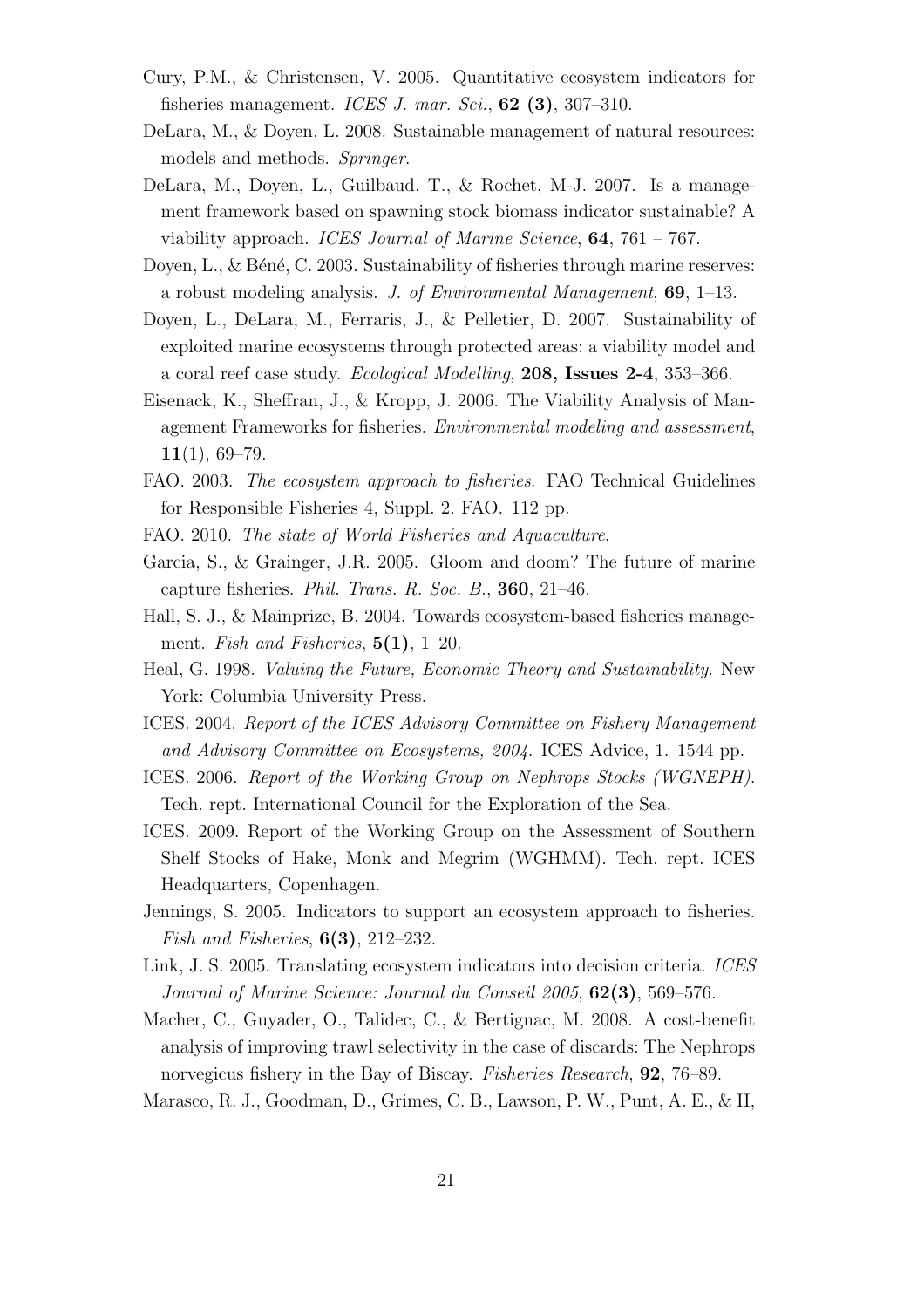Cury, P.M., & Christensen, V. 2005. Quantitative ecosystem indicators for fisheries management. *ICES J. mar. Sci.*, **62 (3)**, 307–310.

DeLara, M., & Doyen, L. 2008. Sustainable management of natural resources: models and methods. *Springer*.

DeLara, M., Doyen, L., Guilbaud, T., & Rochet, M-J. 2007. Is a management framework based on spawning stock biomass indicator sustainable? A viability approach. *ICES Journal of Marine Science*, **64**, 761 – 767.

Doyen, L., & Béné, C. 2003. Sustainability of fisheries through marine reserves: a robust modeling analysis. *J. of Environmental Management*, **69**, 1–13.

Doyen, L., DeLara, M., Ferraris, J., & Pelletier, D. 2007. Sustainability of exploited marine ecosystems through protected areas: a viability model and a coral reef case study. *Ecological Modelling*, **208, Issues 2-4**, 353–366.

Eisenack, K., Sheffran, J., & Kropp, J. 2006. The Viability Analysis of Management Frameworks for fisheries. *Environmental modeling and assessment*, **11**(1), 69–79.

FAO. 2003. *The ecosystem approach to fisheries.* FAO Technical Guidelines for Responsible Fisheries 4, Suppl. 2. FAO. 112 pp.

FAO. 2010. *The state of World Fisheries and Aquaculture.*

Garcia, S., & Grainger, J.R. 2005. Gloom and doom? The future of marine capture fisheries. *Phil. Trans. R. Soc. B.*, **360**, 21–46.

Hall, S. J., & Mainprize, B. 2004. Towards ecosystem-based fisheries management. *Fish and Fisheries*, **5(1)**, 1–20.

Heal, G. 1998. *Valuing the Future, Economic Theory and Sustainability.* New York: Columbia University Press.

ICES. 2004. *Report of the ICES Advisory Committee on Fishery Management and Advisory Committee on Ecosystems, 2004.* ICES Advice, 1. 1544 pp.

ICES. 2006. *Report of the Working Group on Nephrops Stocks (WGNEPH).* Tech. rept. International Council for the Exploration of the Sea.

ICES. 2009. Report of the Working Group on the Assessment of Southern Shelf Stocks of Hake, Monk and Megrim (WGHMM). Tech. rept. ICES Headquarters, Copenhagen.

Jennings, S. 2005. Indicators to support an ecosystem approach to fisheries. *Fish and Fisheries*, **6(3)**, 212–232.

Link, J. S. 2005. Translating ecosystem indicators into decision criteria. *ICES Journal of Marine Science: Journal du Conseil 2005*, **62(3)**, 569–576.

Macher, C., Guyader, O., Talidec, C., & Bertignac, M. 2008. A cost-benefit analysis of improving trawl selectivity in the case of discards: The Nephrops norvegicus fishery in the Bay of Biscay. *Fisheries Research*, **92**, 76–89.

Marasco, R. J., Goodman, D., Grimes, C. B., Lawson, P. W., Punt, A. E., & II,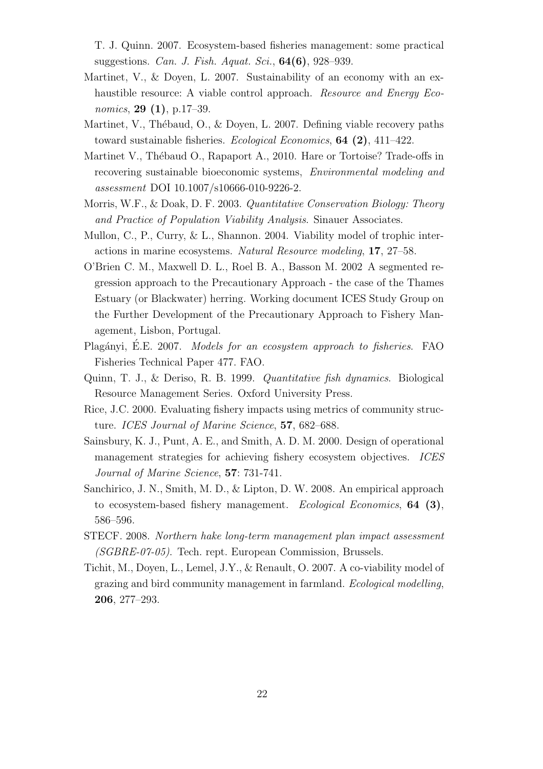T. J. Quinn. 2007. Ecosystem-based fisheries management: some practical suggestions. *Can. J. Fish. Aquat. Sci.*, **64(6)**, 928–939.

Martinet, V., & Doyen, L. 2007. Sustainability of an economy with an exhaustible resource: A viable control approach. *Resource and Energy Economics*, **29 (1)**, p.17–39.

Martinet, V., Thébaud, O., & Doyen, L. 2007. Defining viable recovery paths toward sustainable fisheries. *Ecological Economics*, **64 (2)**, 411–422.

Martinet V., Thébaud O., Rapaport A., 2010. Hare or Tortoise? Trade-offs in recovering sustainable bioeconomic systems, *Environmental modeling and assessment* DOI 10.1007/s10666-010-9226-2.

Morris, W.F., & Doak, D. F. 2003. *Quantitative Conservation Biology: Theory and Practice of Population Viability Analysis*. Sinauer Associates.

Mullon, C., P., Curry, & L., Shannon. 2004. Viability model of trophic interactions in marine ecosystems. *Natural Resource modeling*, **17**, 27–58.

O'Brien C. M., Maxwell D. L., Roel B. A., Basson M. 2002 A segmented regression approach to the Precautionary Approach - the case of the Thames Estuary (or Blackwater) herring. Working document ICES Study Group on the Further Development of the Precautionary Approach to Fishery Management, Lisbon, Portugal.

Plagányi, É.E. 2007. *Models for an ecosystem approach to fisheries*. FAO Fisheries Technical Paper 477. FAO.

Quinn, T. J., & Deriso, R. B. 1999. *Quantitative fish dynamics*. Biological Resource Management Series. Oxford University Press.

Rice, J.C. 2000. Evaluating fishery impacts using metrics of community structure. *ICES Journal of Marine Science*, **57**, 682–688.

Sainsbury, K. J., Punt, A. E., and Smith, A. D. M. 2000. Design of operational management strategies for achieving fishery ecosystem objectives. *ICES Journal of Marine Science*, **57**: 731-741.

Sanchirico, J. N., Smith, M. D., & Lipton, D. W. 2008. An empirical approach to ecosystem-based fishery management. *Ecological Economics*, **64 (3)**, 586–596.

STECF. 2008. *Northern hake long-term management plan impact assessment (SGBRE-07-05)*. Tech. rept. European Commission, Brussels.

Tichit, M., Doyen, L., Lemel, J.Y., & Renault, O. 2007. A co-viability model of grazing and bird community management in farmland. *Ecological modelling*, **206**, 277–293.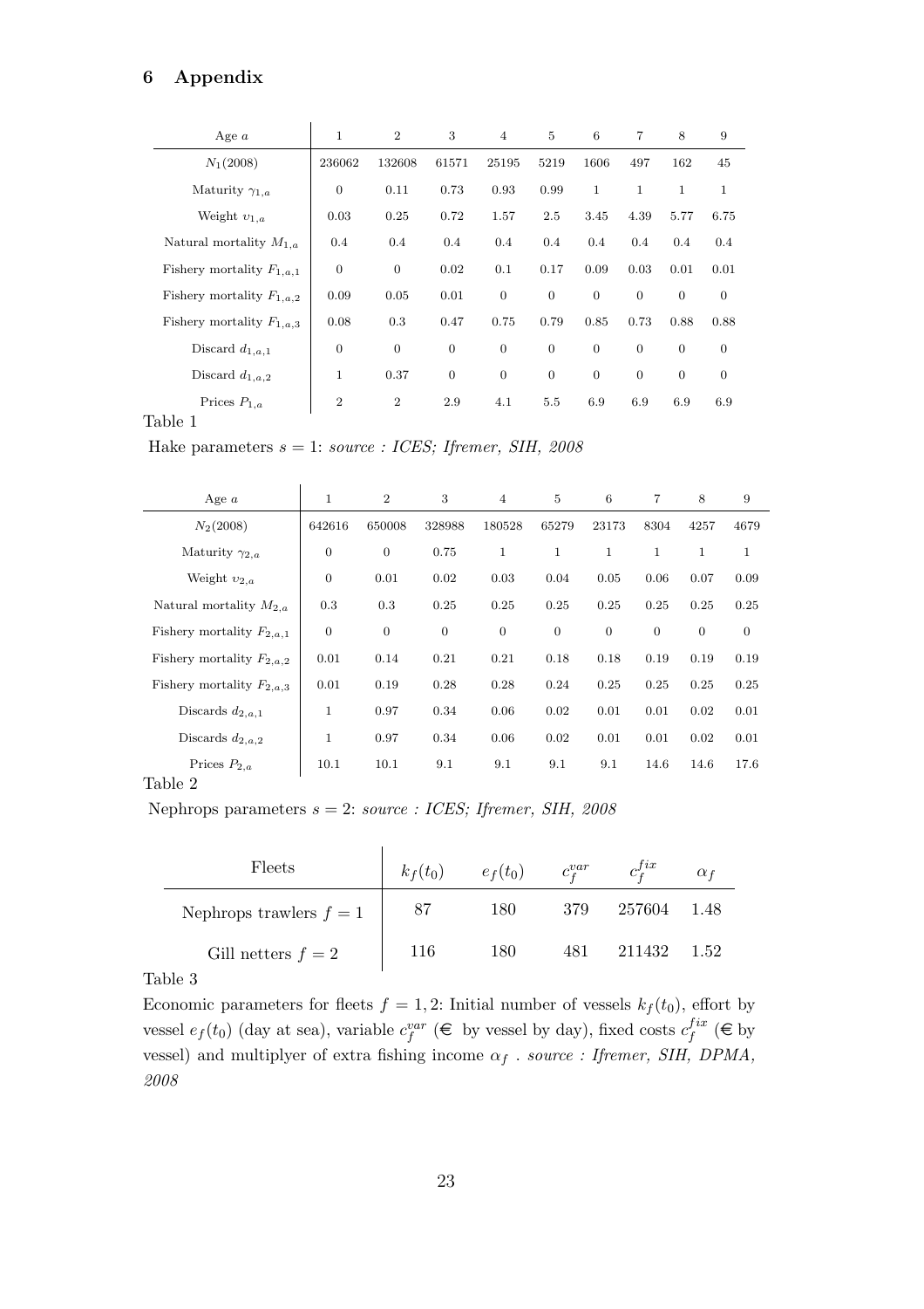## 6 Appendix

| Age $a$ | 1 | 2 | 3 | 4 | 5 | 6 | 7 | 8 | 9 |
|---|---|---|---|---|---|---|---|---|---|
| $N_1(2008)$ | 236062 | 132608 | 61571 | 25195 | 5219 | 1606 | 497 | 162 | 45 |
| Maturity $\gamma_{1,a}$ | 0 | 0.11 | 0.73 | 0.93 | 0.99 | 1 | 1 | 1 | 1 |
| Weight $\upsilon_{1,a}$ | 0.03 | 0.25 | 0.72 | 1.57 | 2.5 | 3.45 | 4.39 | 5.77 | 6.75 |
| Natural mortality $M_{1,a}$ | 0.4 | 0.4 | 0.4 | 0.4 | 0.4 | 0.4 | 0.4 | 0.4 | 0.4 |
| Fishery mortality $F_{1,a,1}$ | 0 | 0 | 0.02 | 0.1 | 0.17 | 0.09 | 0.03 | 0.01 | 0.01 |
| Fishery mortality $F_{1,a,2}$ | 0.09 | 0.05 | 0.01 | 0 | 0 | 0 | 0 | 0 | 0 |
| Fishery mortality $F_{1,a,3}$ | 0.08 | 0.3 | 0.47 | 0.75 | 0.79 | 0.85 | 0.73 | 0.88 | 0.88 |
| Discard $d_{1,a,1}$ | 0 | 0 | 0 | 0 | 0 | 0 | 0 | 0 | 0 |
| Discard $d_{1,a,2}$ | 1 | 0.37 | 0 | 0 | 0 | 0 | 0 | 0 | 0 |
| Prices $P_{1,a}$ | 2 | 2 | 2.9 | 4.1 | 5.5 | 6.9 | 6.9 | 6.9 | 6.9 |

Table 1

Hake parameters $s = 1$: *source : ICES; Ifremer, SIH, 2008*

| Age $a$ | 1 | 2 | 3 | 4 | 5 | 6 | 7 | 8 | 9 |
|---|---|---|---|---|---|---|---|---|---|
| $N_2(2008)$ | 642616 | 650008 | 328988 | 180528 | 65279 | 23173 | 8304 | 4257 | 4679 |
| Maturity $\gamma_{2,a}$ | 0 | 0 | 0.75 | 1 | 1 | 1 | 1 | 1 | 1 |
| Weight $\upsilon_{2,a}$ | 0 | 0.01 | 0.02 | 0.03 | 0.04 | 0.05 | 0.06 | 0.07 | 0.09 |
| Natural mortality $M_{2,a}$ | 0.3 | 0.3 | 0.25 | 0.25 | 0.25 | 0.25 | 0.25 | 0.25 | 0.25 |
| Fishery mortality $F_{2,a,1}$ | 0 | 0 | 0 | 0 | 0 | 0 | 0 | 0 | 0 |
| Fishery mortality $F_{2,a,2}$ | 0.01 | 0.14 | 0.21 | 0.21 | 0.18 | 0.18 | 0.19 | 0.19 | 0.19 |
| Fishery mortality $F_{2,a,3}$ | 0.01 | 0.19 | 0.28 | 0.28 | 0.24 | 0.25 | 0.25 | 0.25 | 0.25 |
| Discards $d_{2,a,1}$ | 1 | 0.97 | 0.34 | 0.06 | 0.02 | 0.01 | 0.01 | 0.02 | 0.01 |
| Discards $d_{2,a,2}$ | 1 | 0.97 | 0.34 | 0.06 | 0.02 | 0.01 | 0.01 | 0.02 | 0.01 |
| Prices $P_{2,a}$ | 10.1 | 10.1 | 9.1 | 9.1 | 9.1 | 9.1 | 14.6 | 14.6 | 17.6 |

Table 2

Nephrops parameters $s = 2$: *source : ICES; Ifremer, SIH, 2008*

| Fleets | $k_f(t_0)$ | $e_f(t_0)$ | $c_f^{var}$ | $c_f^{fix}$ | $\alpha_f$ |
|---|---|---|---|---|---|
| Nephrops trawlers $f = 1$ | 87 | 180 | 379 | 257604 | 1.48 |
| Gill netters $f = 2$ | 116 | 180 | 481 | 211432 | 1.52 |

Table 3

Economic parameters for fleets $f = 1, 2$: Initial number of vessels $k_f(t_0)$, effort by vessel $e_f(t_0)$ (day at sea), variable $c_f^{var}$ (€ by vessel by day), fixed costs $c_f^{fix}$ (€ by vessel) and multiplyer of extra fishing income $\alpha_f$ . *source : Ifremer, SIH, DPMA, 2008*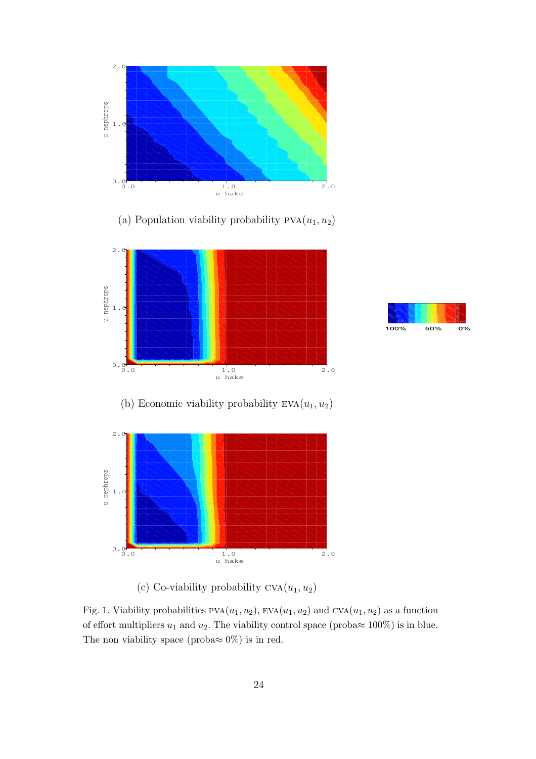(a) Population viability probability $\text{PVA}(u_1, u_2)$

(b) Economic viability probability $\text{EVA}(u_1, u_2)$

(c) Co-viability probability $\text{CVA}(u_1, u_2)$

Fig. 1. Viability probabilities $\text{PVA}(u_1, u_2)$, $\text{EVA}(u_1, u_2)$ and $\text{CVA}(u_1, u_2)$ as a function of effort multipliers $u_1$ and $u_2$. The viability control space (proba$\approx$ 100%) is in blue. The non viability space (proba$\approx$ 0%) is in red.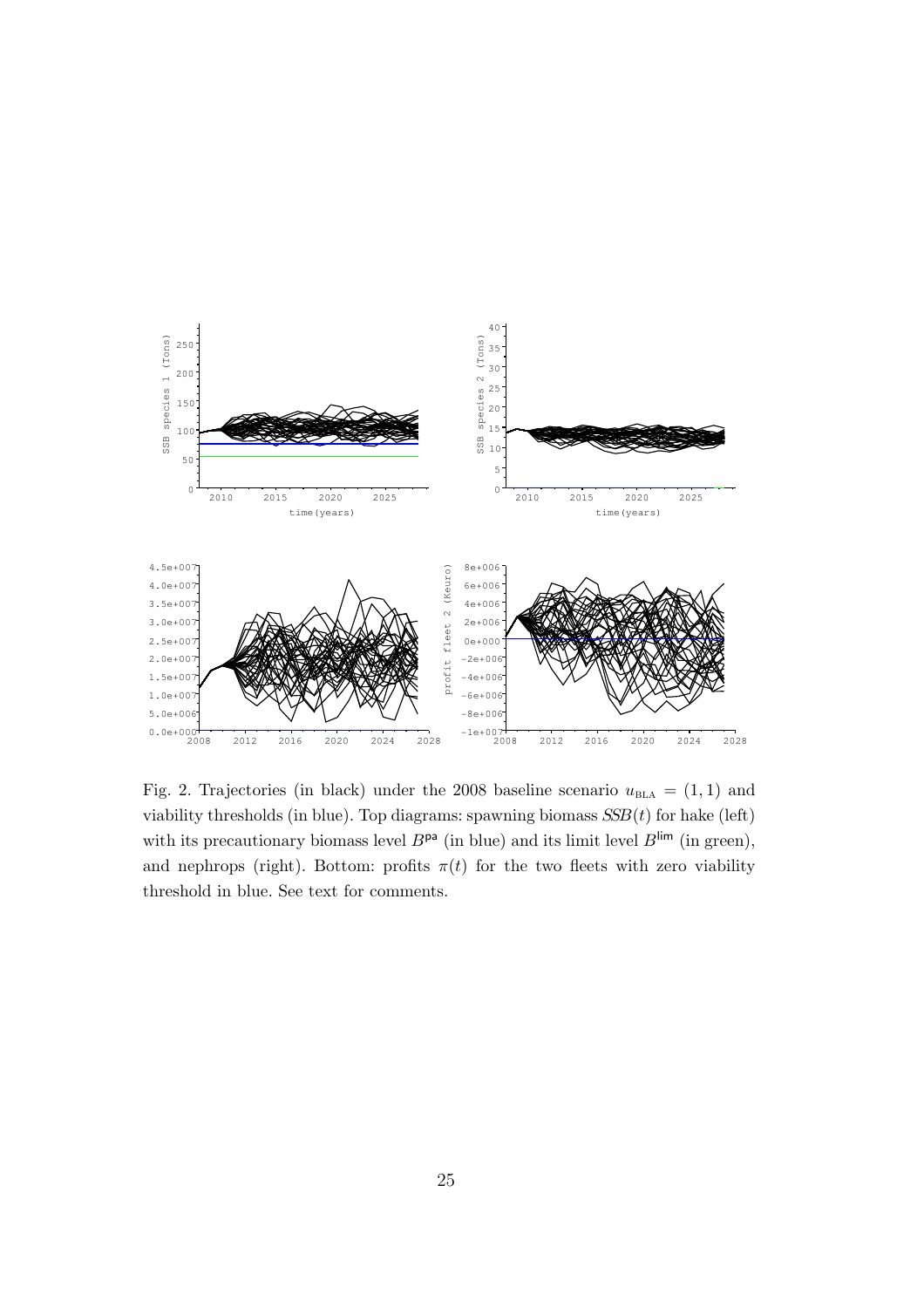Fig. 2. Trajectories (in black) under the 2008 baseline scenario $u_{\text{BLA}} = (1, 1)$ and viability thresholds (in blue). Top diagrams: spawning biomass $SSB(t)$ for hake (left) with its precautionary biomass level $B^{\mathsf{pa}}$ (in blue) and its limit level $B^{\mathsf{lim}}$ (in green), and nephrops (right). Bottom: profits $\pi(t)$ for the two fleets with zero viability threshold in blue. See text for comments.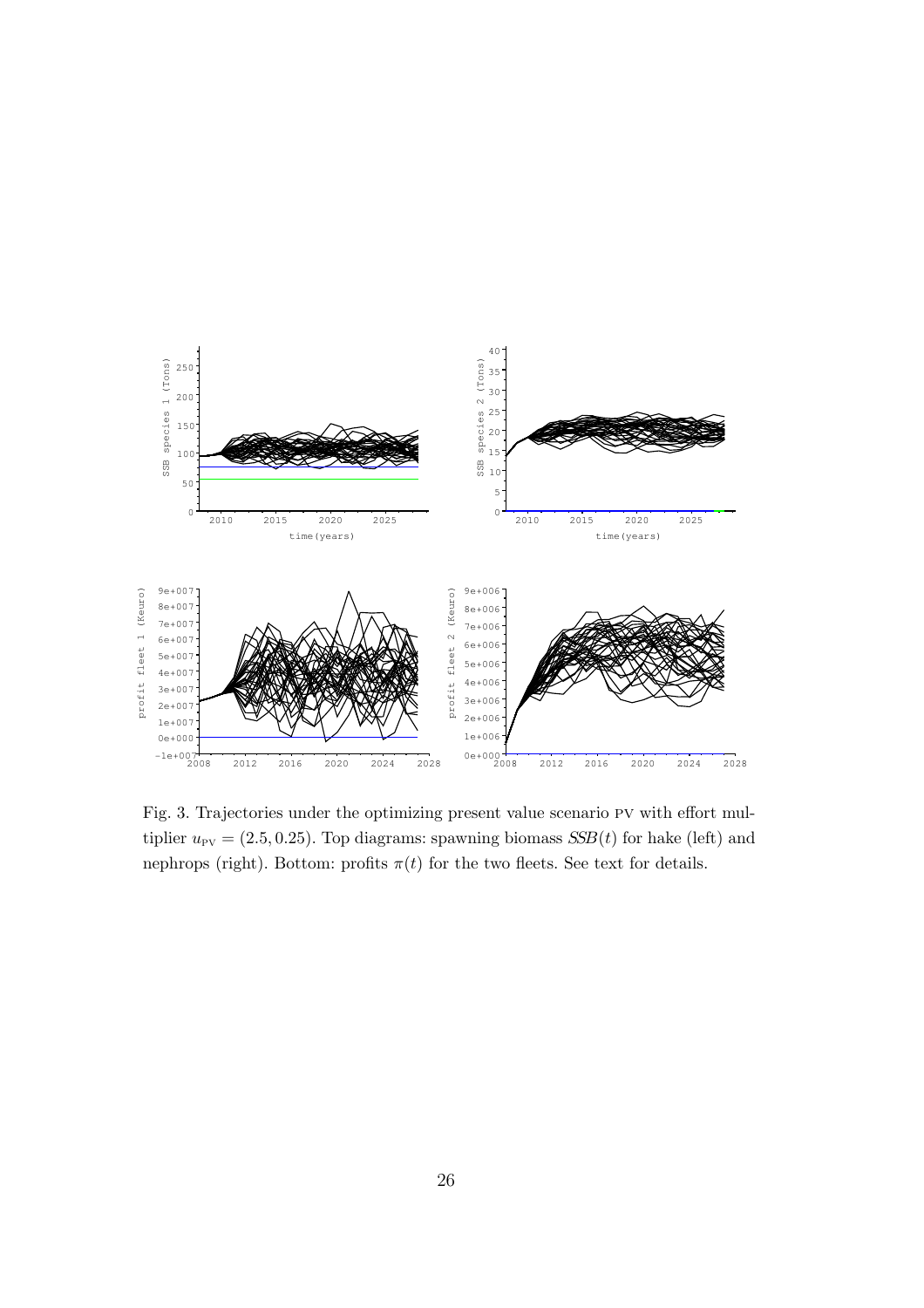Fig. 3. Trajectories under the optimizing present value scenario PV with effort multiplier $u_{\mathrm{PV}} = (2.5, 0.25)$. Top diagrams: spawning biomass $SSB(t)$ for hake (left) and nephrops (right). Bottom: profits $\pi(t)$ for the two fleets. See text for details.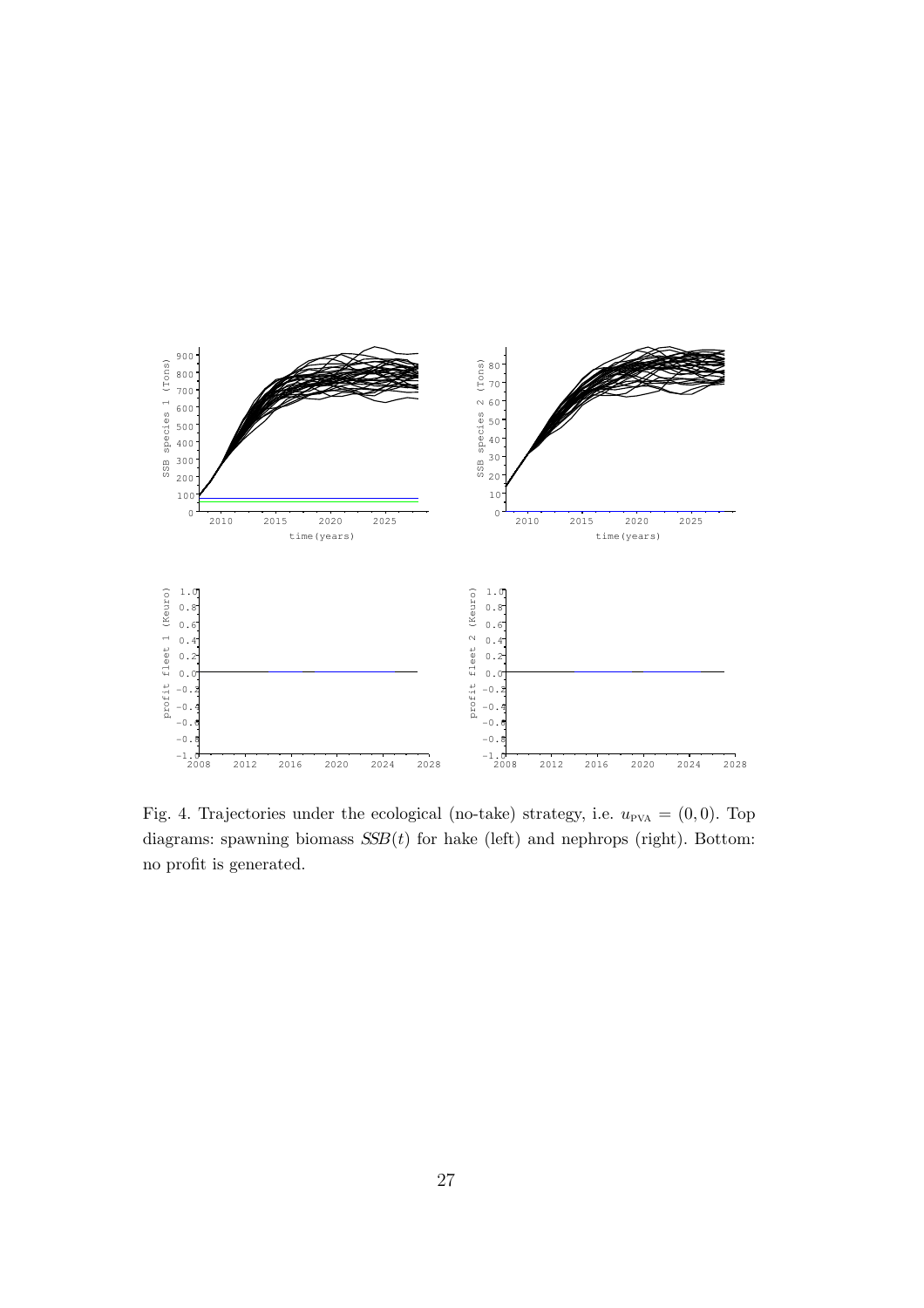Fig. 4. Trajectories under the ecological (no-take) strategy, i.e. $u_{\text{PVA}} = (0, 0)$. Top diagrams: spawning biomass $SSB(t)$ for hake (left) and nephrops (right). Bottom: no profit is generated.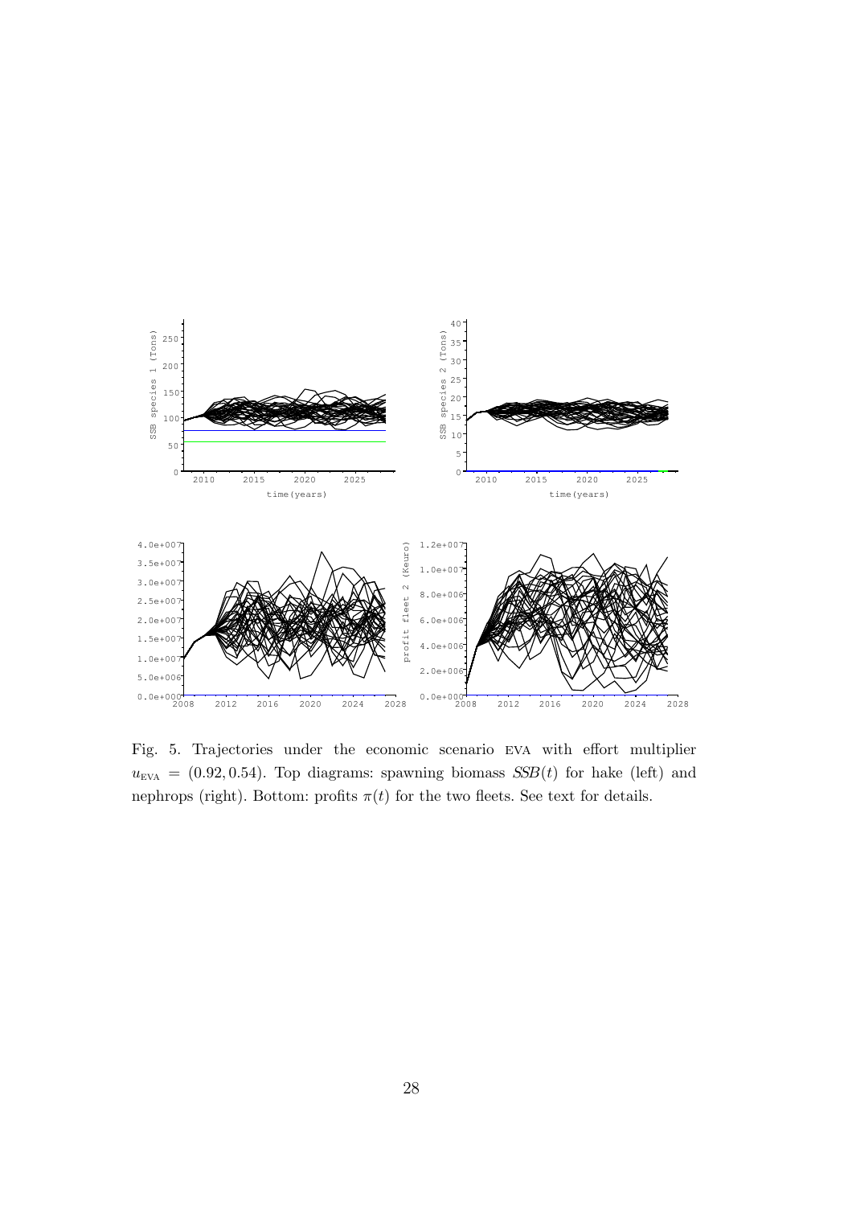Fig. 5. Trajectories under the economic scenario EVA with effort multiplier $u_{\text{EVA}} = (0.92, 0.54)$. Top diagrams: spawning biomass $SSB(t)$ for hake (left) and nephrops (right). Bottom: profits $\pi(t)$ for the two fleets. See text for details.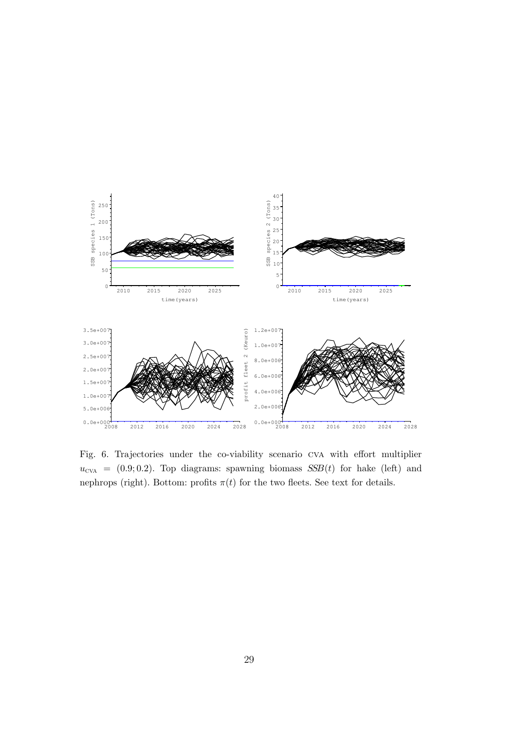SSB species 1 (Tons)

250
200
150
100
50
0

2010 2015 2020 2025

time(years)

SSB species 2 (Tons)

40
35
30
25
20
15
10
5
0

2010 2015 2020 2025

time(years)

3.5e+007
3.0e+007
2.5e+007
2.0e+007
1.5e+007
1.0e+007
5.0e+006
0.0e+000

2008 2012 2016 2020 2024 2028

profit fleet 2 (Keuro)

1.2e+007
1.0e+007
8.0e+006
6.0e+006
4.0e+006
2.0e+006
0.0e+000

2008 2012 2016 2020 2024 2028

Fig. 6. Trajectories under the co-viability scenario CVA with effort multiplier $u_{\text{CVA}} = (0.9; 0.2)$. Top diagrams: spawning biomass $SSB(t)$ for hake (left) and nephrops (right). Bottom: profits $\pi(t)$ for the two fleets. See text for details.